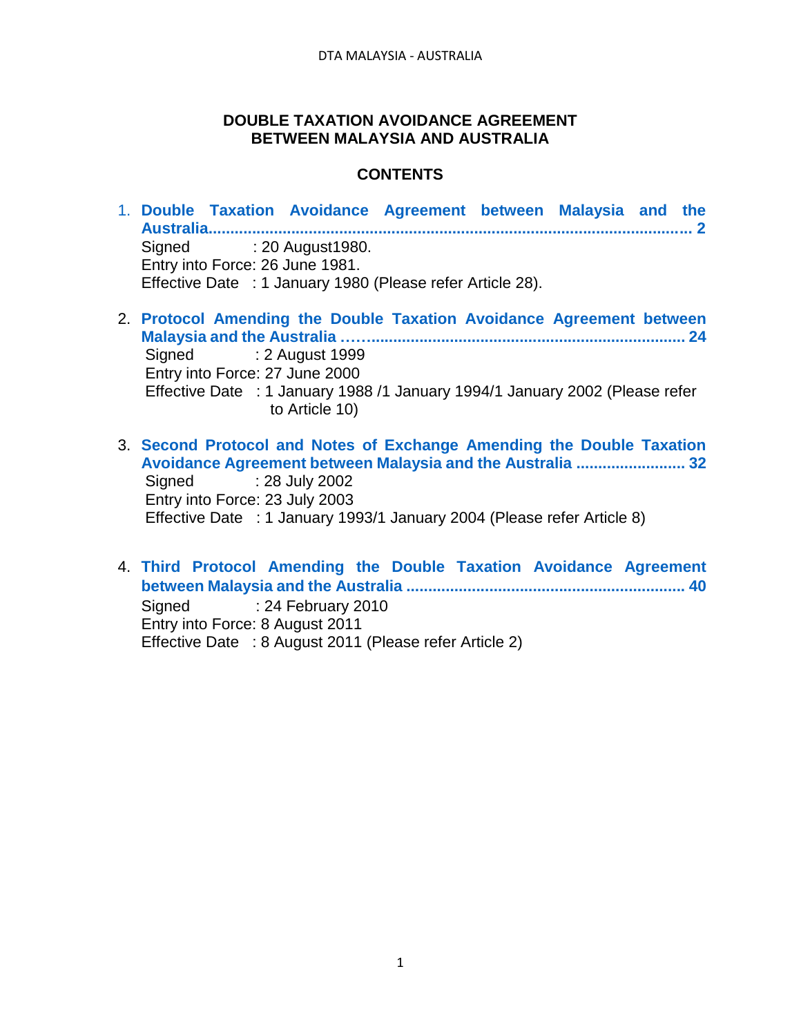# DOUBLE TAXATION AVOIDANCE AGREEMENT BETWEEN MALAYSIA AND AUSTRALIA

## CONTENTS

1. **Double Taxation Avoidance Agreement between Malaysia and the Australia............................................................................................................. 2**
   Signed : 20 August1980.
   Entry into Force: 26 June 1981.
   Effective Date : 1 January 1980 (Please refer Article 28).

2. **Protocol Amending the Double Taxation Avoidance Agreement between Malaysia and the Australia …....................................................................... 24**
   Signed : 2 August 1999
   Entry into Force: 27 June 2000
   Effective Date : 1 January 1988 /1 January 1994/1 January 2002 (Please refer to Article 10)

3. **Second Protocol and Notes of Exchange Amending the Double Taxation Avoidance Agreement between Malaysia and the Australia ......................... 32**
   Signed : 28 July 2002
   Entry into Force: 23 July 2003
   Effective Date : 1 January 1993/1 January 2004 (Please refer Article 8)

4. **Third Protocol Amending the Double Taxation Avoidance Agreement between Malaysia and the Australia ............................................................... 40**
   Signed : 24 February 2010
   Entry into Force: 8 August 2011
   Effective Date : 8 August 2011 (Please refer Article 2)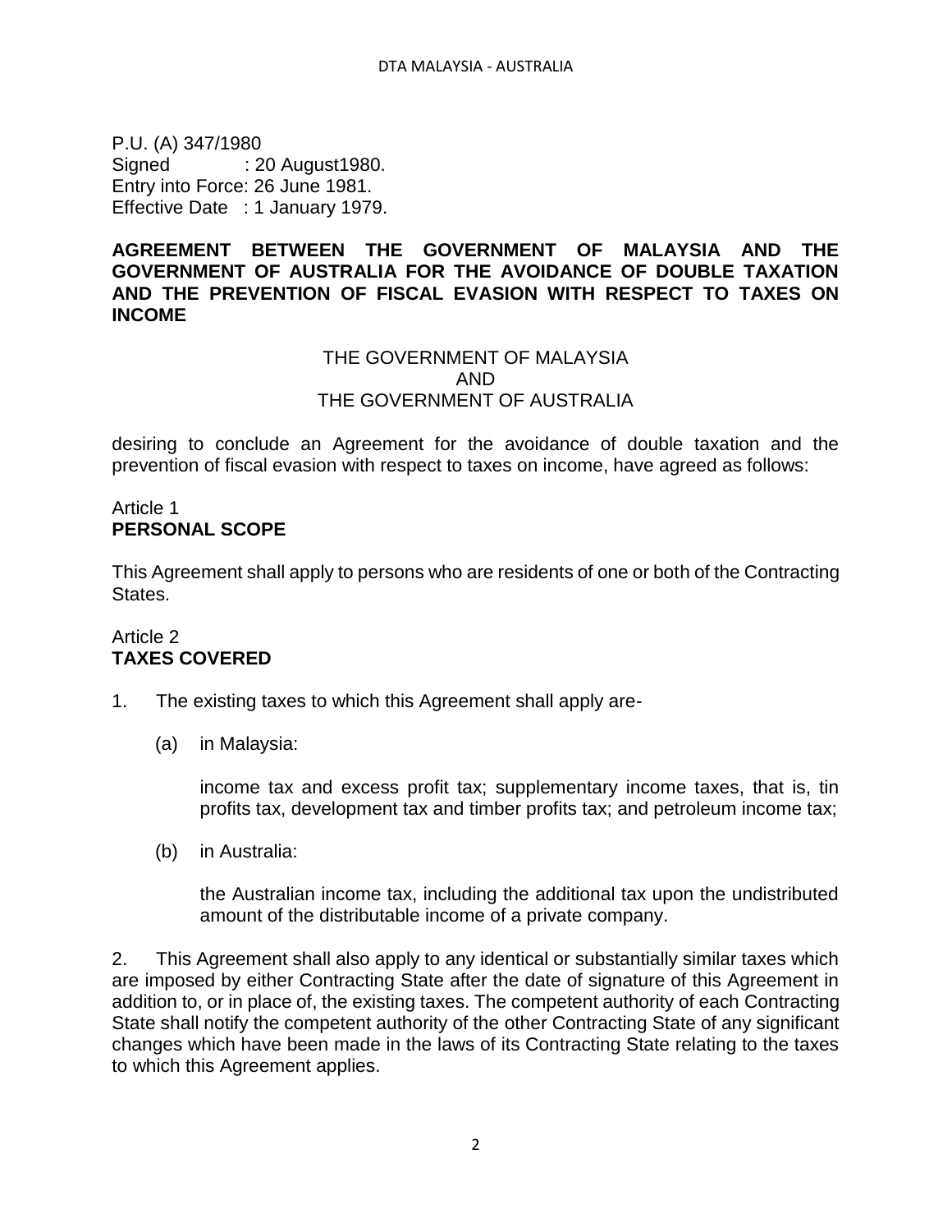P.U. (A) 347/1980
Signed : 20 August1980.
Entry into Force: 26 June 1981.
Effective Date : 1 January 1979.

**AGREEMENT BETWEEN THE GOVERNMENT OF MALAYSIA AND THE GOVERNMENT OF AUSTRALIA FOR THE AVOIDANCE OF DOUBLE TAXATION AND THE PREVENTION OF FISCAL EVASION WITH RESPECT TO TAXES ON INCOME**

THE GOVERNMENT OF MALAYSIA
AND
THE GOVERNMENT OF AUSTRALIA

desiring to conclude an Agreement for the avoidance of double taxation and the prevention of fiscal evasion with respect to taxes on income, have agreed as follows:

Article 1
**PERSONAL SCOPE**

This Agreement shall apply to persons who are residents of one or both of the Contracting States.

Article 2
**TAXES COVERED**

1. The existing taxes to which this Agreement shall apply are-

   (a) in Malaysia:

   income tax and excess profit tax; supplementary income taxes, that is, tin profits tax, development tax and timber profits tax; and petroleum income tax;

   (b) in Australia:

   the Australian income tax, including the additional tax upon the undistributed amount of the distributable income of a private company.

2. This Agreement shall also apply to any identical or substantially similar taxes which are imposed by either Contracting State after the date of signature of this Agreement in addition to, or in place of, the existing taxes. The competent authority of each Contracting State shall notify the competent authority of the other Contracting State of any significant changes which have been made in the laws of its Contracting State relating to the taxes to which this Agreement applies.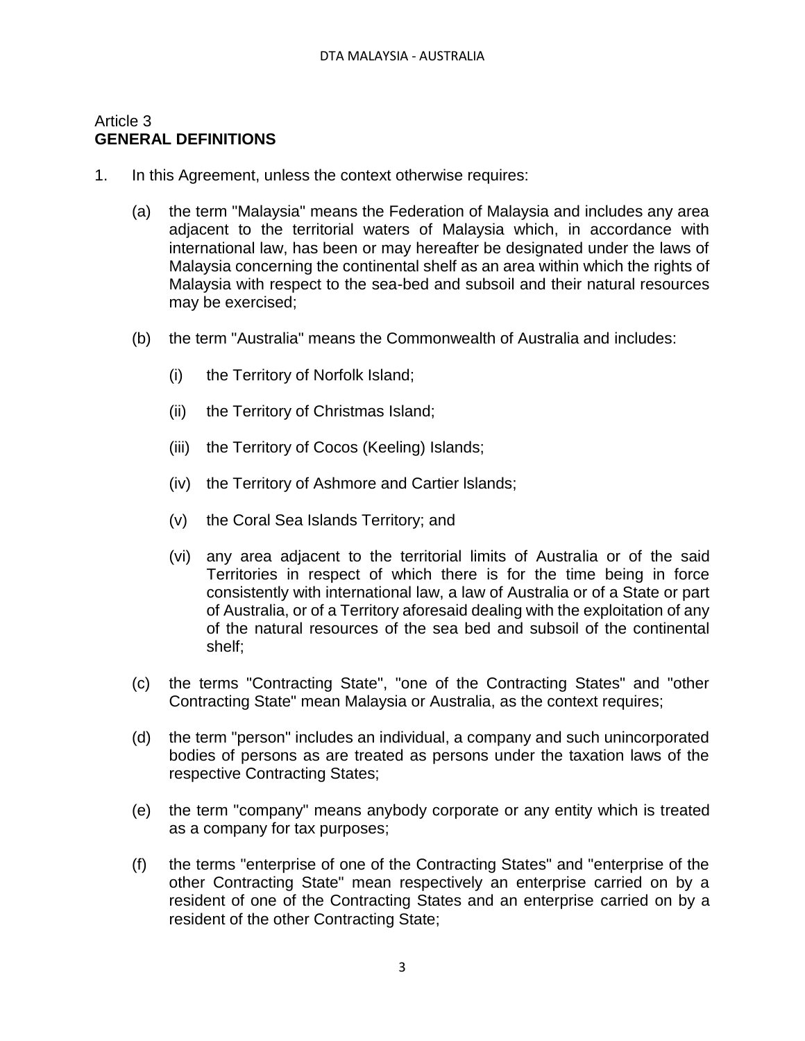Article 3
**GENERAL DEFINITIONS**

1. In this Agreement, unless the context otherwise requires:

   (a) the term "Malaysia" means the Federation of Malaysia and includes any area adjacent to the territorial waters of Malaysia which, in accordance with international law, has been or may hereafter be designated under the laws of Malaysia concerning the continental shelf as an area within which the rights of Malaysia with respect to the sea-bed and subsoil and their natural resources may be exercised;

   (b) the term "Australia" means the Commonwealth of Australia and includes:

      (i) the Territory of Norfolk Island;

      (ii) the Territory of Christmas Island;

      (iii) the Territory of Cocos (Keeling) Islands;

      (iv) the Territory of Ashmore and Cartier lslands;

      (v) the Coral Sea Islands Territory; and

      (vi) any area adjacent to the territorial limits of Australia or of the said Territories in respect of which there is for the time being in force consistently with international law, a law of Australia or of a State or part of Australia, or of a Territory aforesaid dealing with the exploitation of any of the natural resources of the sea bed and subsoil of the continental shelf;

   (c) the terms "Contracting State", "one of the Contracting States" and "other Contracting State" mean Malaysia or Australia, as the context requires;

   (d) the term "person" includes an individual, a company and such unincorporated bodies of persons as are treated as persons under the taxation laws of the respective Contracting States;

   (e) the term "company" means anybody corporate or any entity which is treated as a company for tax purposes;

   (f) the terms "enterprise of one of the Contracting States" and "enterprise of the other Contracting State" mean respectively an enterprise carried on by a resident of one of the Contracting States and an enterprise carried on by a resident of the other Contracting State;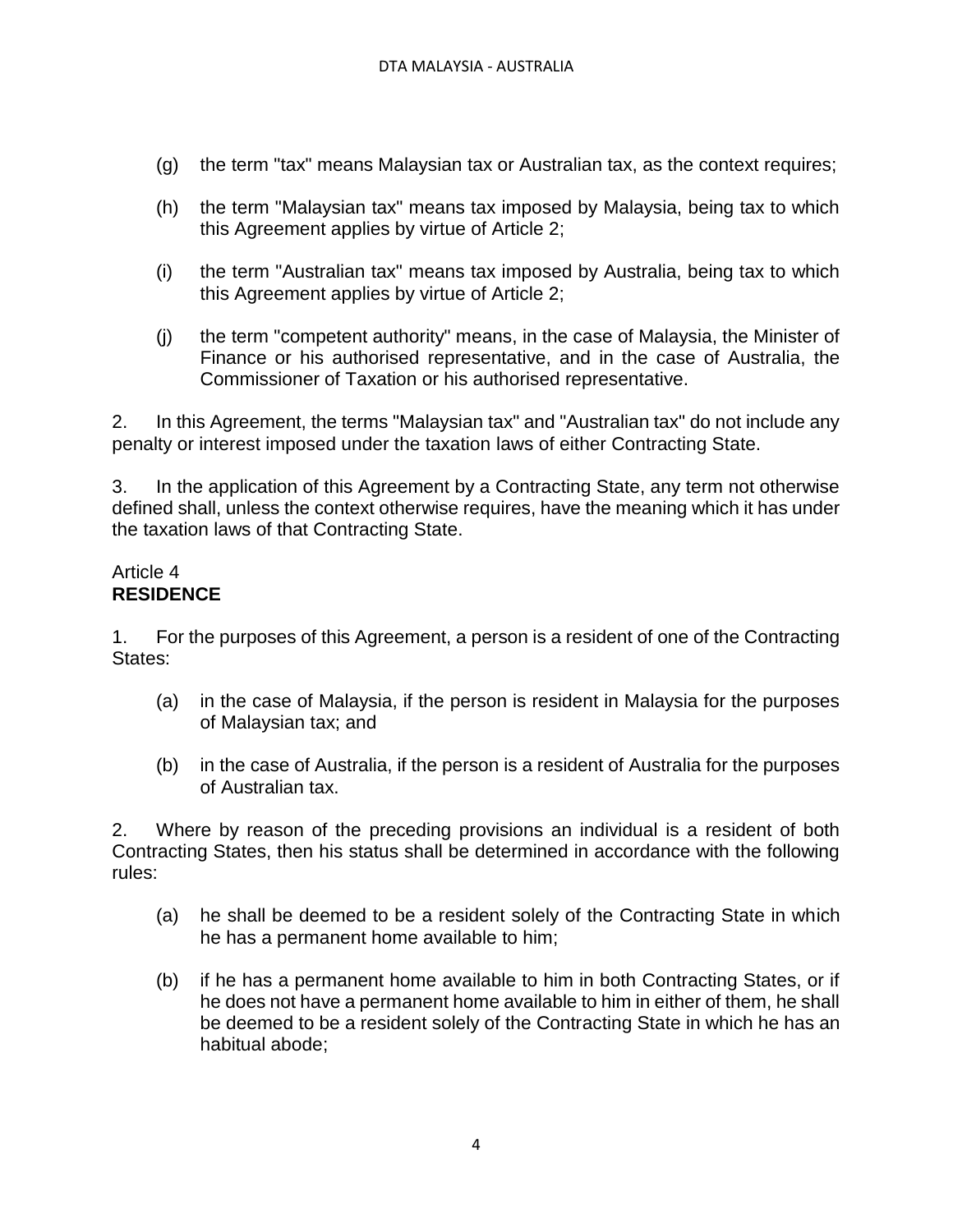(g) the term "tax" means Malaysian tax or Australian tax, as the context requires;

(h) the term "Malaysian tax" means tax imposed by Malaysia, being tax to which this Agreement applies by virtue of Article 2;

(i) the term "Australian tax" means tax imposed by Australia, being tax to which this Agreement applies by virtue of Article 2;

(j) the term "competent authority" means, in the case of Malaysia, the Minister of Finance or his authorised representative, and in the case of Australia, the Commissioner of Taxation or his authorised representative.

2. In this Agreement, the terms "Malaysian tax" and "Australian tax" do not include any penalty or interest imposed under the taxation laws of either Contracting State.

3. In the application of this Agreement by a Contracting State, any term not otherwise defined shall, unless the context otherwise requires, have the meaning which it has under the taxation laws of that Contracting State.

Article 4
**RESIDENCE**

1. For the purposes of this Agreement, a person is a resident of one of the Contracting States:

(a) in the case of Malaysia, if the person is resident in Malaysia for the purposes of Malaysian tax; and

(b) in the case of Australia, if the person is a resident of Australia for the purposes of Australian tax.

2. Where by reason of the preceding provisions an individual is a resident of both Contracting States, then his status shall be determined in accordance with the following rules:

(a) he shall be deemed to be a resident solely of the Contracting State in which he has a permanent home available to him;

(b) if he has a permanent home available to him in both Contracting States, or if he does not have a permanent home available to him in either of them, he shall be deemed to be a resident solely of the Contracting State in which he has an habitual abode;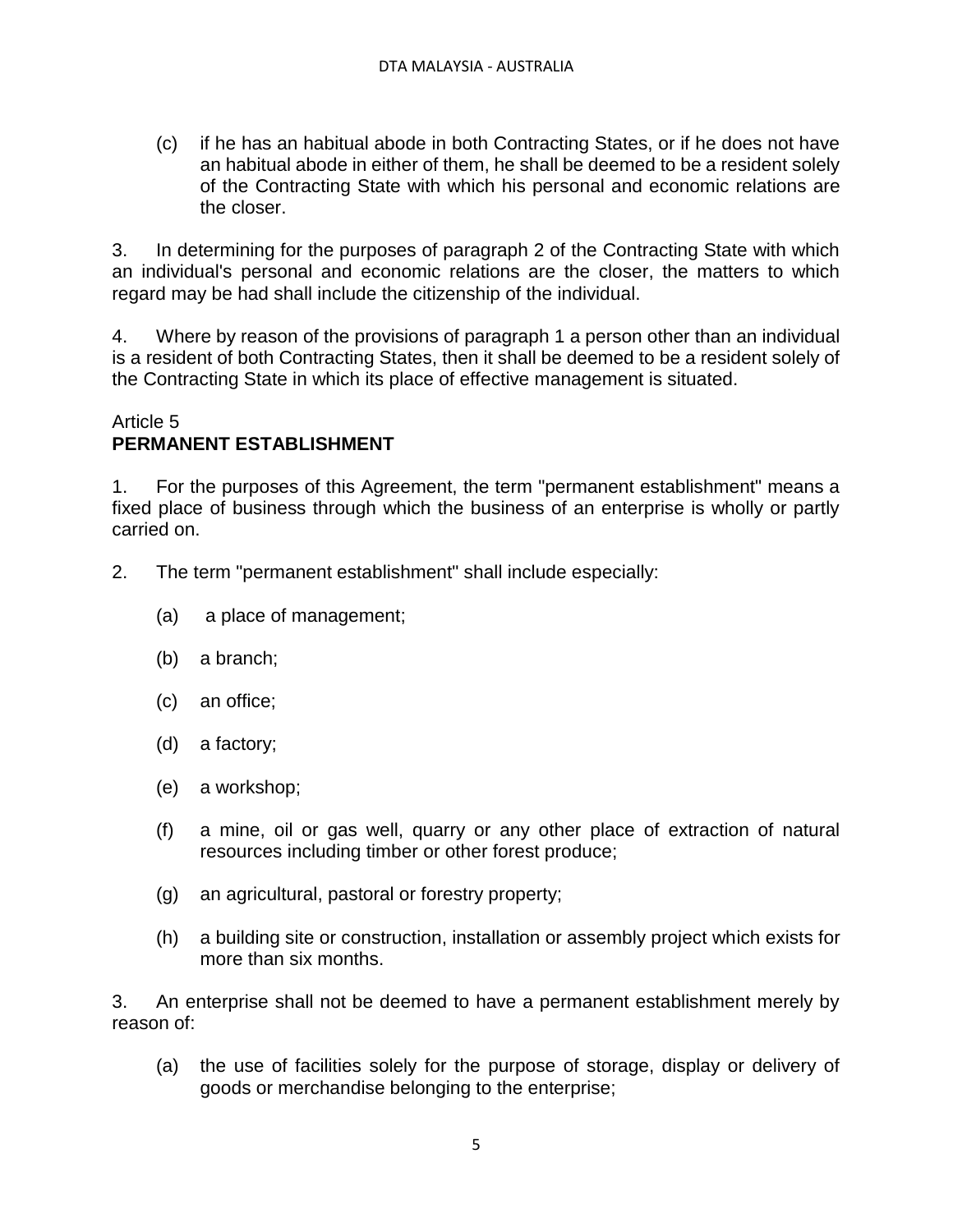(c) if he has an habitual abode in both Contracting States, or if he does not have an habitual abode in either of them, he shall be deemed to be a resident solely of the Contracting State with which his personal and economic relations are the closer.

3. In determining for the purposes of paragraph 2 of the Contracting State with which an individual's personal and economic relations are the closer, the matters to which regard may be had shall include the citizenship of the individual.

4. Where by reason of the provisions of paragraph 1 a person other than an individual is a resident of both Contracting States, then it shall be deemed to be a resident solely of the Contracting State in which its place of effective management is situated.

Article 5
**PERMANENT ESTABLISHMENT**

1. For the purposes of this Agreement, the term "permanent establishment" means a fixed place of business through which the business of an enterprise is wholly or partly carried on.

2. The term "permanent establishment" shall include especially:

(a) a place of management;

(b) a branch;

(c) an office;

(d) a factory;

(e) a workshop;

(f) a mine, oil or gas well, quarry or any other place of extraction of natural resources including timber or other forest produce;

(g) an agricultural, pastoral or forestry property;

(h) a building site or construction, installation or assembly project which exists for more than six months.

3. An enterprise shall not be deemed to have a permanent establishment merely by reason of:

(a) the use of facilities solely for the purpose of storage, display or delivery of goods or merchandise belonging to the enterprise;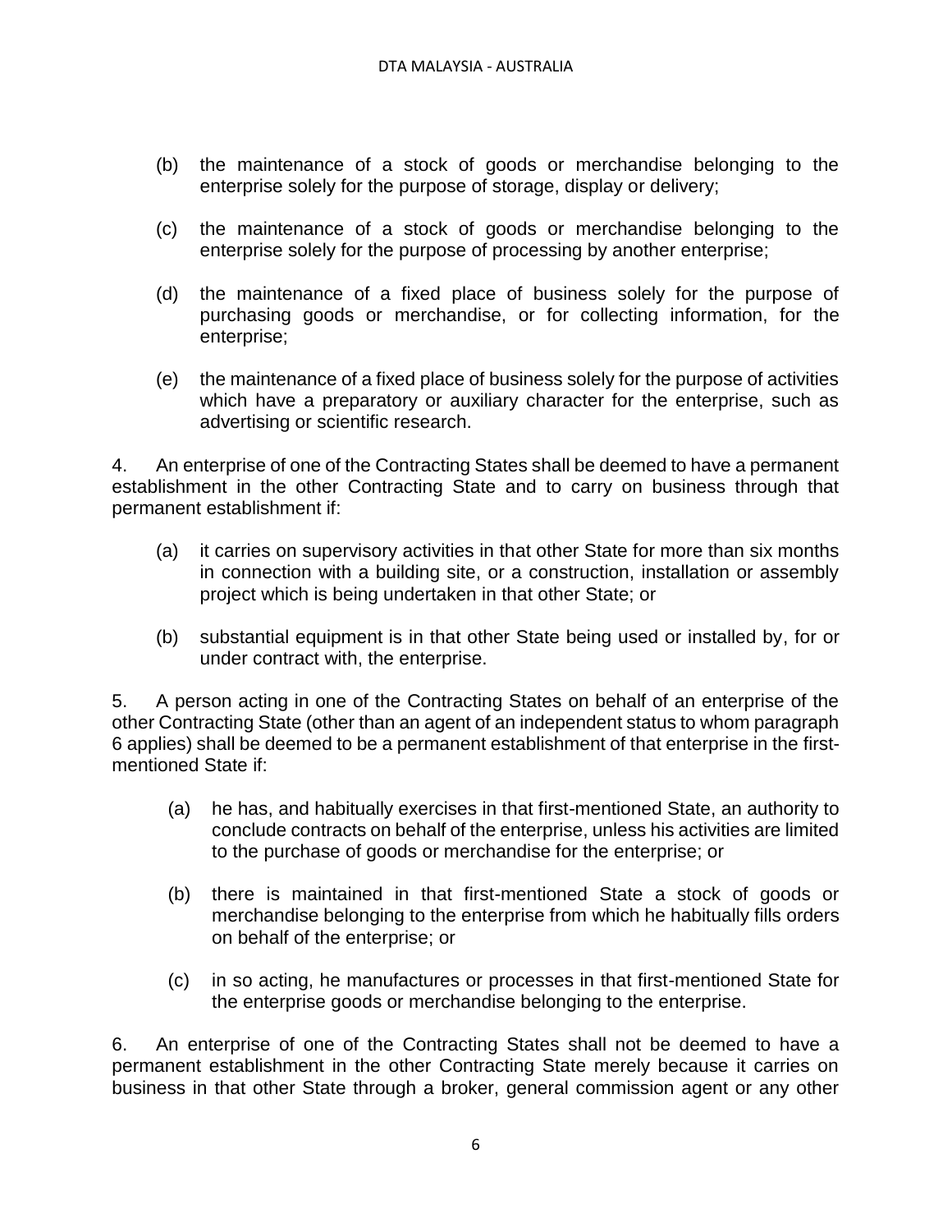(b) the maintenance of a stock of goods or merchandise belonging to the enterprise solely for the purpose of storage, display or delivery;

(c) the maintenance of a stock of goods or merchandise belonging to the enterprise solely for the purpose of processing by another enterprise;

(d) the maintenance of a fixed place of business solely for the purpose of purchasing goods or merchandise, or for collecting information, for the enterprise;

(e) the maintenance of a fixed place of business solely for the purpose of activities which have a preparatory or auxiliary character for the enterprise, such as advertising or scientific research.

4. An enterprise of one of the Contracting States shall be deemed to have a permanent establishment in the other Contracting State and to carry on business through that permanent establishment if:

(a) it carries on supervisory activities in that other State for more than six months in connection with a building site, or a construction, installation or assembly project which is being undertaken in that other State; or

(b) substantial equipment is in that other State being used or installed by, for or under contract with, the enterprise.

5. A person acting in one of the Contracting States on behalf of an enterprise of the other Contracting State (other than an agent of an independent status to whom paragraph 6 applies) shall be deemed to be a permanent establishment of that enterprise in the first-mentioned State if:

(a) he has, and habitually exercises in that first-mentioned State, an authority to conclude contracts on behalf of the enterprise, unless his activities are limited to the purchase of goods or merchandise for the enterprise; or

(b) there is maintained in that first-mentioned State a stock of goods or merchandise belonging to the enterprise from which he habitually fills orders on behalf of the enterprise; or

(c) in so acting, he manufactures or processes in that first-mentioned State for the enterprise goods or merchandise belonging to the enterprise.

6. An enterprise of one of the Contracting States shall not be deemed to have a permanent establishment in the other Contracting State merely because it carries on business in that other State through a broker, general commission agent or any other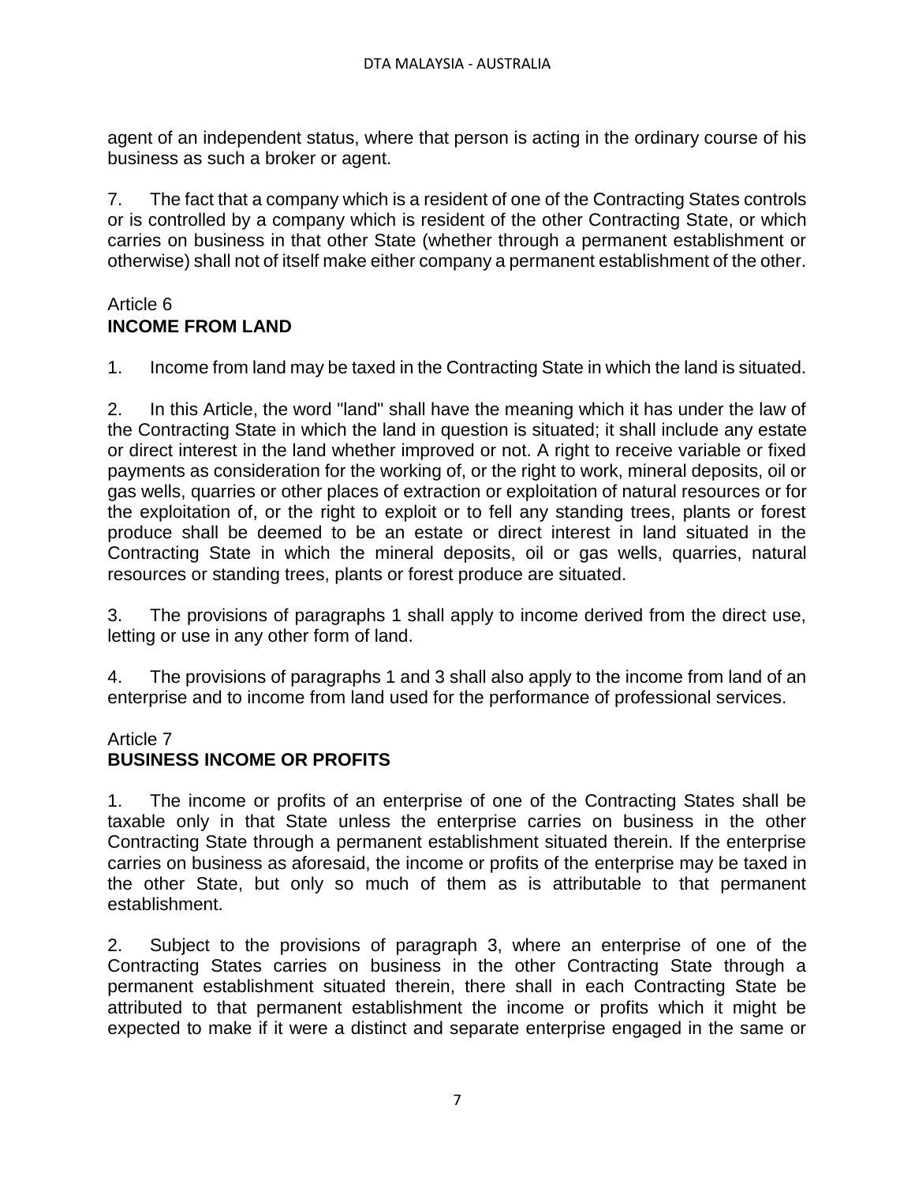agent of an independent status, where that person is acting in the ordinary course of his business as such a broker or agent.

7. The fact that a company which is a resident of one of the Contracting States controls or is controlled by a company which is resident of the other Contracting State, or which carries on business in that other State (whether through a permanent establishment or otherwise) shall not of itself make either company a permanent establishment of the other.

## Article 6
## **INCOME FROM LAND**

1. Income from land may be taxed in the Contracting State in which the land is situated.

2. In this Article, the word "land" shall have the meaning which it has under the law of the Contracting State in which the land in question is situated; it shall include any estate or direct interest in the land whether improved or not. A right to receive variable or fixed payments as consideration for the working of, or the right to work, mineral deposits, oil or gas wells, quarries or other places of extraction or exploitation of natural resources or for the exploitation of, or the right to exploit or to fell any standing trees, plants or forest produce shall be deemed to be an estate or direct interest in land situated in the Contracting State in which the mineral deposits, oil or gas wells, quarries, natural resources or standing trees, plants or forest produce are situated.

3. The provisions of paragraphs 1 shall apply to income derived from the direct use, letting or use in any other form of land.

4. The provisions of paragraphs 1 and 3 shall also apply to the income from land of an enterprise and to income from land used for the performance of professional services.

## Article 7
## **BUSINESS INCOME OR PROFITS**

1. The income or profits of an enterprise of one of the Contracting States shall be taxable only in that State unless the enterprise carries on business in the other Contracting State through a permanent establishment situated therein. If the enterprise carries on business as aforesaid, the income or profits of the enterprise may be taxed in the other State, but only so much of them as is attributable to that permanent establishment.

2. Subject to the provisions of paragraph 3, where an enterprise of one of the Contracting States carries on business in the other Contracting State through a permanent establishment situated therein, there shall in each Contracting State be attributed to that permanent establishment the income or profits which it might be expected to make if it were a distinct and separate enterprise engaged in the same or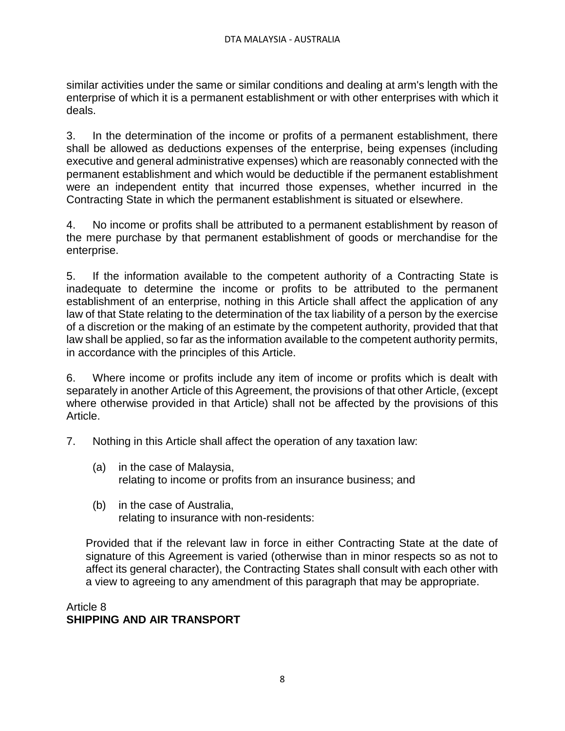similar activities under the same or similar conditions and dealing at arm's length with the enterprise of which it is a permanent establishment or with other enterprises with which it deals.

3. In the determination of the income or profits of a permanent establishment, there shall be allowed as deductions expenses of the enterprise, being expenses (including executive and general administrative expenses) which are reasonably connected with the permanent establishment and which would be deductible if the permanent establishment were an independent entity that incurred those expenses, whether incurred in the Contracting State in which the permanent establishment is situated or elsewhere.

4. No income or profits shall be attributed to a permanent establishment by reason of the mere purchase by that permanent establishment of goods or merchandise for the enterprise.

5. If the information available to the competent authority of a Contracting State is inadequate to determine the income or profits to be attributed to the permanent establishment of an enterprise, nothing in this Article shall affect the application of any law of that State relating to the determination of the tax liability of a person by the exercise of a discretion or the making of an estimate by the competent authority, provided that that law shall be applied, so far as the information available to the competent authority permits, in accordance with the principles of this Article.

6. Where income or profits include any item of income or profits which is dealt with separately in another Article of this Agreement, the provisions of that other Article, (except where otherwise provided in that Article) shall not be affected by the provisions of this Article.

7. Nothing in this Article shall affect the operation of any taxation law:

   (a) in the case of Malaysia,
   relating to income or profits from an insurance business; and

   (b) in the case of Australia,
   relating to insurance with non-residents:

   Provided that if the relevant law in force in either Contracting State at the date of signature of this Agreement is varied (otherwise than in minor respects so as not to affect its general character), the Contracting States shall consult with each other with a view to agreeing to any amendment of this paragraph that may be appropriate.

Article 8
**SHIPPING AND AIR TRANSPORT**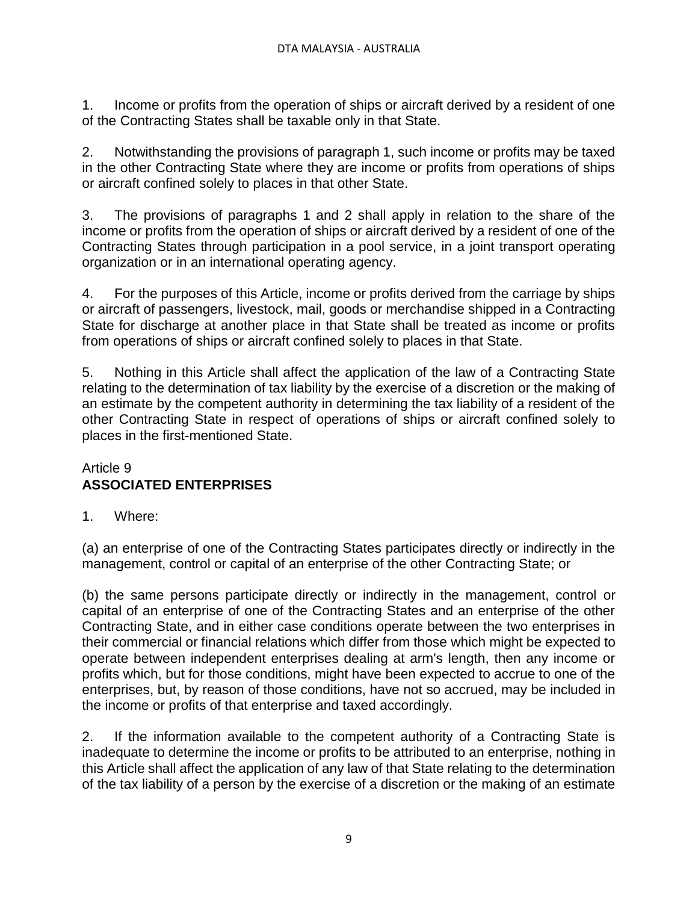1. Income or profits from the operation of ships or aircraft derived by a resident of one of the Contracting States shall be taxable only in that State.

2. Notwithstanding the provisions of paragraph 1, such income or profits may be taxed in the other Contracting State where they are income or profits from operations of ships or aircraft confined solely to places in that other State.

3. The provisions of paragraphs 1 and 2 shall apply in relation to the share of the income or profits from the operation of ships or aircraft derived by a resident of one of the Contracting States through participation in a pool service, in a joint transport operating organization or in an international operating agency.

4. For the purposes of this Article, income or profits derived from the carriage by ships or aircraft of passengers, livestock, mail, goods or merchandise shipped in a Contracting State for discharge at another place in that State shall be treated as income or profits from operations of ships or aircraft confined solely to places in that State.

5. Nothing in this Article shall affect the application of the law of a Contracting State relating to the determination of tax liability by the exercise of a discretion or the making of an estimate by the competent authority in determining the tax liability of a resident of the other Contracting State in respect of operations of ships or aircraft confined solely to places in the first-mentioned State.

## Article 9
## **ASSOCIATED ENTERPRISES**

1. Where:

(a) an enterprise of one of the Contracting States participates directly or indirectly in the management, control or capital of an enterprise of the other Contracting State; or

(b) the same persons participate directly or indirectly in the management, control or capital of an enterprise of one of the Contracting States and an enterprise of the other Contracting State, and in either case conditions operate between the two enterprises in their commercial or financial relations which differ from those which might be expected to operate between independent enterprises dealing at arm's length, then any income or profits which, but for those conditions, might have been expected to accrue to one of the enterprises, but, by reason of those conditions, have not so accrued, may be included in the income or profits of that enterprise and taxed accordingly.

2. If the information available to the competent authority of a Contracting State is inadequate to determine the income or profits to be attributed to an enterprise, nothing in this Article shall affect the application of any law of that State relating to the determination of the tax liability of a person by the exercise of a discretion or the making of an estimate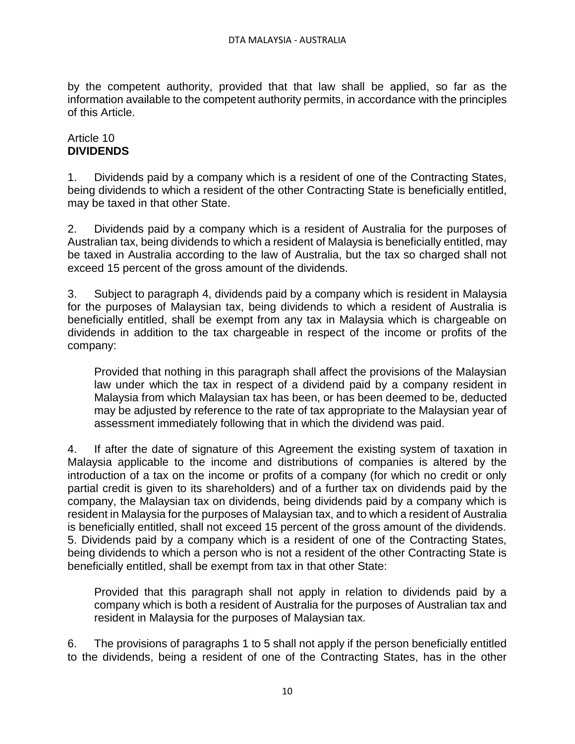by the competent authority, provided that that law shall be applied, so far as the information available to the competent authority permits, in accordance with the principles of this Article.

## Article 10
## **DIVIDENDS**

1. Dividends paid by a company which is a resident of one of the Contracting States, being dividends to which a resident of the other Contracting State is beneficially entitled, may be taxed in that other State.

2. Dividends paid by a company which is a resident of Australia for the purposes of Australian tax, being dividends to which a resident of Malaysia is beneficially entitled, may be taxed in Australia according to the law of Australia, but the tax so charged shall not exceed 15 percent of the gross amount of the dividends.

3. Subject to paragraph 4, dividends paid by a company which is resident in Malaysia for the purposes of Malaysian tax, being dividends to which a resident of Australia is beneficially entitled, shall be exempt from any tax in Malaysia which is chargeable on dividends in addition to the tax chargeable in respect of the income or profits of the company:

   Provided that nothing in this paragraph shall affect the provisions of the Malaysian law under which the tax in respect of a dividend paid by a company resident in Malaysia from which Malaysian tax has been, or has been deemed to be, deducted may be adjusted by reference to the rate of tax appropriate to the Malaysian year of assessment immediately following that in which the dividend was paid.

4. If after the date of signature of this Agreement the existing system of taxation in Malaysia applicable to the income and distributions of companies is altered by the introduction of a tax on the income or profits of a company (for which no credit or only partial credit is given to its shareholders) and of a further tax on dividends paid by the company, the Malaysian tax on dividends, being dividends paid by a company which is resident in Malaysia for the purposes of Malaysian tax, and to which a resident of Australia is beneficially entitled, shall not exceed 15 percent of the gross amount of the dividends.

5. Dividends paid by a company which is a resident of one of the Contracting States, being dividends to which a person who is not a resident of the other Contracting State is beneficially entitled, shall be exempt from tax in that other State:

   Provided that this paragraph shall not apply in relation to dividends paid by a company which is both a resident of Australia for the purposes of Australian tax and resident in Malaysia for the purposes of Malaysian tax.

6. The provisions of paragraphs 1 to 5 shall not apply if the person beneficially entitled to the dividends, being a resident of one of the Contracting States, has in the other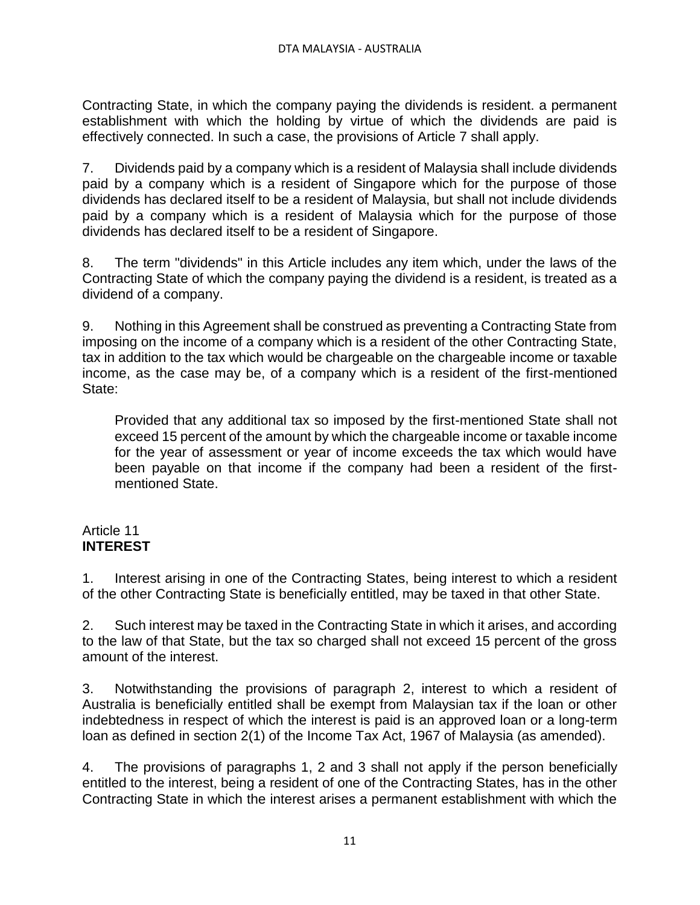Contracting State, in which the company paying the dividends is resident. a permanent establishment with which the holding by virtue of which the dividends are paid is effectively connected. In such a case, the provisions of Article 7 shall apply.

7. Dividends paid by a company which is a resident of Malaysia shall include dividends paid by a company which is a resident of Singapore which for the purpose of those dividends has declared itself to be a resident of Malaysia, but shall not include dividends paid by a company which is a resident of Malaysia which for the purpose of those dividends has declared itself to be a resident of Singapore.

8. The term "dividends" in this Article includes any item which, under the laws of the Contracting State of which the company paying the dividend is a resident, is treated as a dividend of a company.

9. Nothing in this Agreement shall be construed as preventing a Contracting State from imposing on the income of a company which is a resident of the other Contracting State, tax in addition to the tax which would be chargeable on the chargeable income or taxable income, as the case may be, of a company which is a resident of the first-mentioned State:

> Provided that any additional tax so imposed by the first-mentioned State shall not exceed 15 percent of the amount by which the chargeable income or taxable income for the year of assessment or year of income exceeds the tax which would have been payable on that income if the company had been a resident of the first-mentioned State.

## Article 11
## **INTEREST**

1. Interest arising in one of the Contracting States, being interest to which a resident of the other Contracting State is beneficially entitled, may be taxed in that other State.

2. Such interest may be taxed in the Contracting State in which it arises, and according to the law of that State, but the tax so charged shall not exceed 15 percent of the gross amount of the interest.

3. Notwithstanding the provisions of paragraph 2, interest to which a resident of Australia is beneficially entitled shall be exempt from Malaysian tax if the loan or other indebtedness in respect of which the interest is paid is an approved loan or a long-term loan as defined in section 2(1) of the Income Tax Act, 1967 of Malaysia (as amended).

4. The provisions of paragraphs 1, 2 and 3 shall not apply if the person beneficially entitled to the interest, being a resident of one of the Contracting States, has in the other Contracting State in which the interest arises a permanent establishment with which the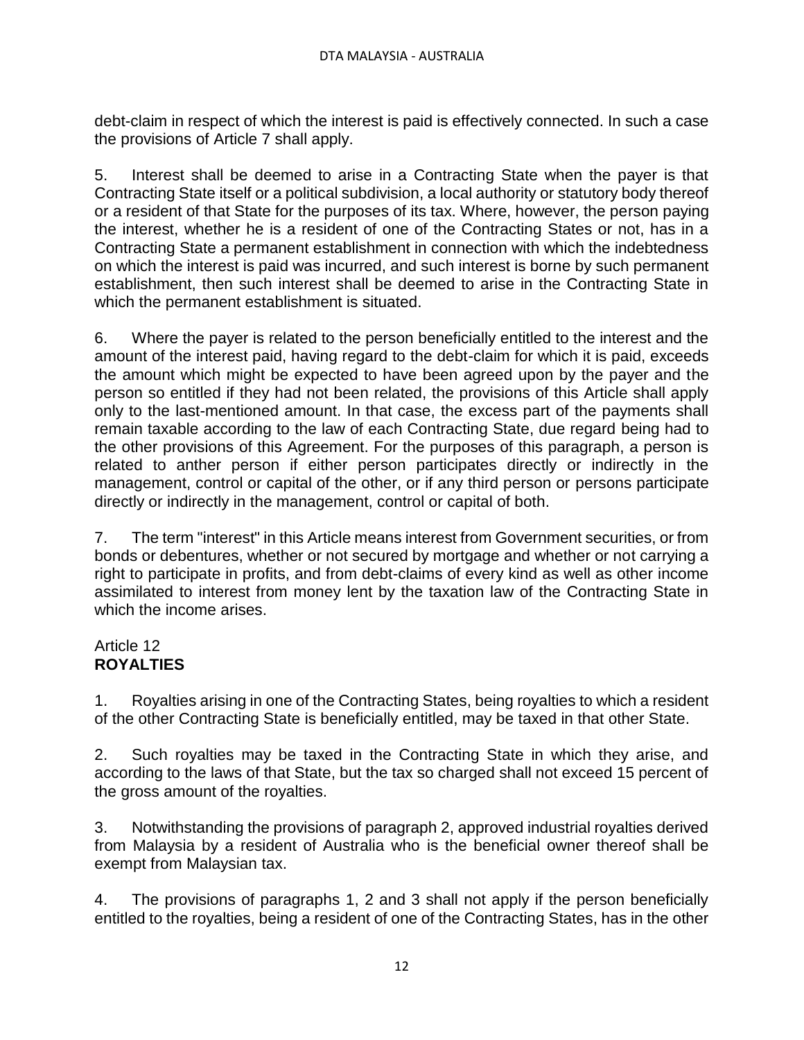debt-claim in respect of which the interest is paid is effectively connected. In such a case the provisions of Article 7 shall apply.

5. Interest shall be deemed to arise in a Contracting State when the payer is that Contracting State itself or a political subdivision, a local authority or statutory body thereof or a resident of that State for the purposes of its tax. Where, however, the person paying the interest, whether he is a resident of one of the Contracting States or not, has in a Contracting State a permanent establishment in connection with which the indebtedness on which the interest is paid was incurred, and such interest is borne by such permanent establishment, then such interest shall be deemed to arise in the Contracting State in which the permanent establishment is situated.

6. Where the payer is related to the person beneficially entitled to the interest and the amount of the interest paid, having regard to the debt-claim for which it is paid, exceeds the amount which might be expected to have been agreed upon by the payer and the person so entitled if they had not been related, the provisions of this Article shall apply only to the last-mentioned amount. In that case, the excess part of the payments shall remain taxable according to the law of each Contracting State, due regard being had to the other provisions of this Agreement. For the purposes of this paragraph, a person is related to anther person if either person participates directly or indirectly in the management, control or capital of the other, or if any third person or persons participate directly or indirectly in the management, control or capital of both.

7. The term "interest" in this Article means interest from Government securities, or from bonds or debentures, whether or not secured by mortgage and whether or not carrying a right to participate in profits, and from debt-claims of every kind as well as other income assimilated to interest from money lent by the taxation law of the Contracting State in which the income arises.

## Article 12
## **ROYALTIES**

1. Royalties arising in one of the Contracting States, being royalties to which a resident of the other Contracting State is beneficially entitled, may be taxed in that other State.

2. Such royalties may be taxed in the Contracting State in which they arise, and according to the laws of that State, but the tax so charged shall not exceed 15 percent of the gross amount of the royalties.

3. Notwithstanding the provisions of paragraph 2, approved industrial royalties derived from Malaysia by a resident of Australia who is the beneficial owner thereof shall be exempt from Malaysian tax.

4. The provisions of paragraphs 1, 2 and 3 shall not apply if the person beneficially entitled to the royalties, being a resident of one of the Contracting States, has in the other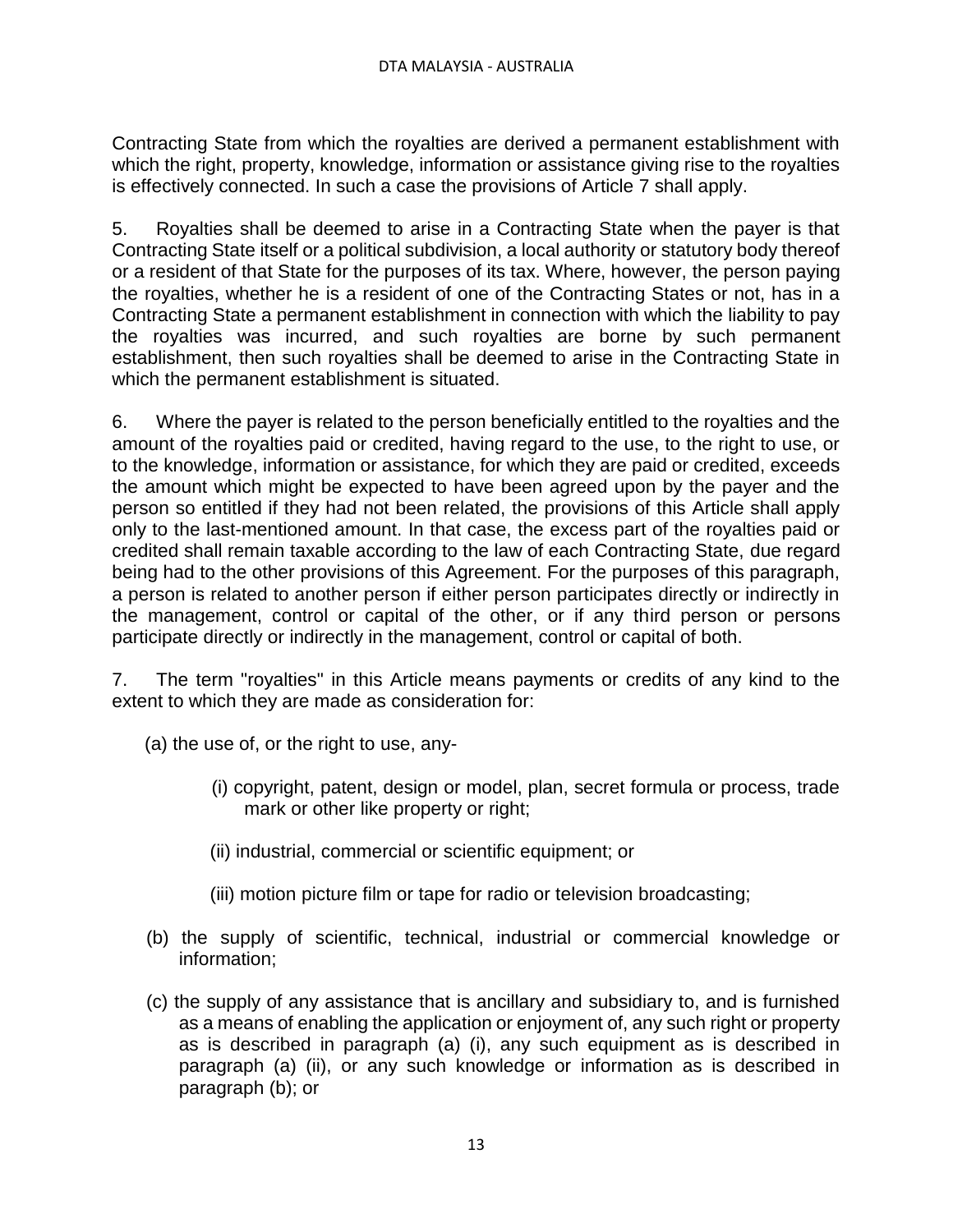Contracting State from which the royalties are derived a permanent establishment with which the right, property, knowledge, information or assistance giving rise to the royalties is effectively connected. In such a case the provisions of Article 7 shall apply.

5. Royalties shall be deemed to arise in a Contracting State when the payer is that Contracting State itself or a political subdivision, a local authority or statutory body thereof or a resident of that State for the purposes of its tax. Where, however, the person paying the royalties, whether he is a resident of one of the Contracting States or not, has in a Contracting State a permanent establishment in connection with which the liability to pay the royalties was incurred, and such royalties are borne by such permanent establishment, then such royalties shall be deemed to arise in the Contracting State in which the permanent establishment is situated.

6. Where the payer is related to the person beneficially entitled to the royalties and the amount of the royalties paid or credited, having regard to the use, to the right to use, or to the knowledge, information or assistance, for which they are paid or credited, exceeds the amount which might be expected to have been agreed upon by the payer and the person so entitled if they had not been related, the provisions of this Article shall apply only to the last-mentioned amount. In that case, the excess part of the royalties paid or credited shall remain taxable according to the law of each Contracting State, due regard being had to the other provisions of this Agreement. For the purposes of this paragraph, a person is related to another person if either person participates directly or indirectly in the management, control or capital of the other, or if any third person or persons participate directly or indirectly in the management, control or capital of both.

7. The term "royalties" in this Article means payments or credits of any kind to the extent to which they are made as consideration for:

(a) the use of, or the right to use, any-

(i) copyright, patent, design or model, plan, secret formula or process, trade mark or other like property or right;

(ii) industrial, commercial or scientific equipment; or

(iii) motion picture film or tape for radio or television broadcasting;

(b) the supply of scientific, technical, industrial or commercial knowledge or information;

(c) the supply of any assistance that is ancillary and subsidiary to, and is furnished as a means of enabling the application or enjoyment of, any such right or property as is described in paragraph (a) (i), any such equipment as is described in paragraph (a) (ii), or any such knowledge or information as is described in paragraph (b); or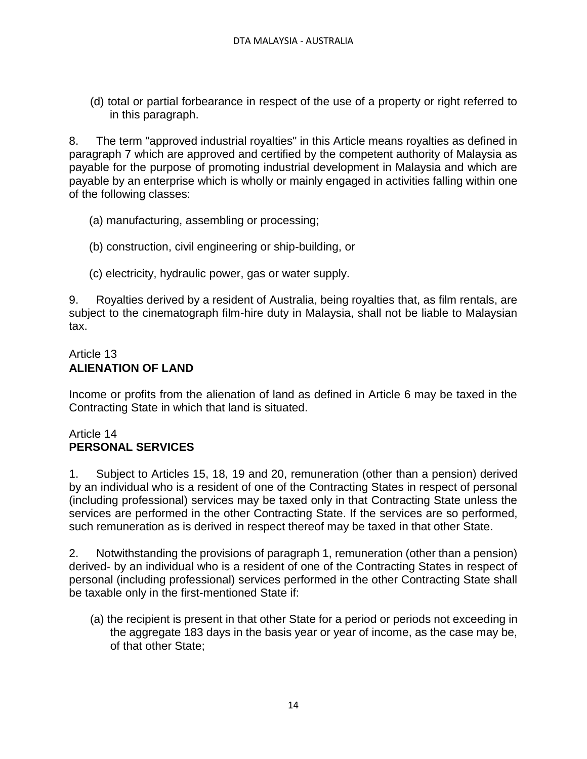(d) total or partial forbearance in respect of the use of a property or right referred to in this paragraph.

8. The term "approved industrial royalties" in this Article means royalties as defined in paragraph 7 which are approved and certified by the competent authority of Malaysia as payable for the purpose of promoting industrial development in Malaysia and which are payable by an enterprise which is wholly or mainly engaged in activities falling within one of the following classes:

(a) manufacturing, assembling or processing;

(b) construction, civil engineering or ship-building, or

(c) electricity, hydraulic power, gas or water supply.

9. Royalties derived by a resident of Australia, being royalties that, as film rentals, are subject to the cinematograph film-hire duty in Malaysia, shall not be liable to Malaysian tax.

## Article 13
## **ALIENATION OF LAND**

Income or profits from the alienation of land as defined in Article 6 may be taxed in the Contracting State in which that land is situated.

## Article 14
## **PERSONAL SERVICES**

1. Subject to Articles 15, 18, 19 and 20, remuneration (other than a pension) derived by an individual who is a resident of one of the Contracting States in respect of personal (including professional) services may be taxed only in that Contracting State unless the services are performed in the other Contracting State. If the services are so performed, such remuneration as is derived in respect thereof may be taxed in that other State.

2. Notwithstanding the provisions of paragraph 1, remuneration (other than a pension) derived- by an individual who is a resident of one of the Contracting States in respect of personal (including professional) services performed in the other Contracting State shall be taxable only in the first-mentioned State if:

(a) the recipient is present in that other State for a period or periods not exceeding in the aggregate 183 days in the basis year or year of income, as the case may be, of that other State;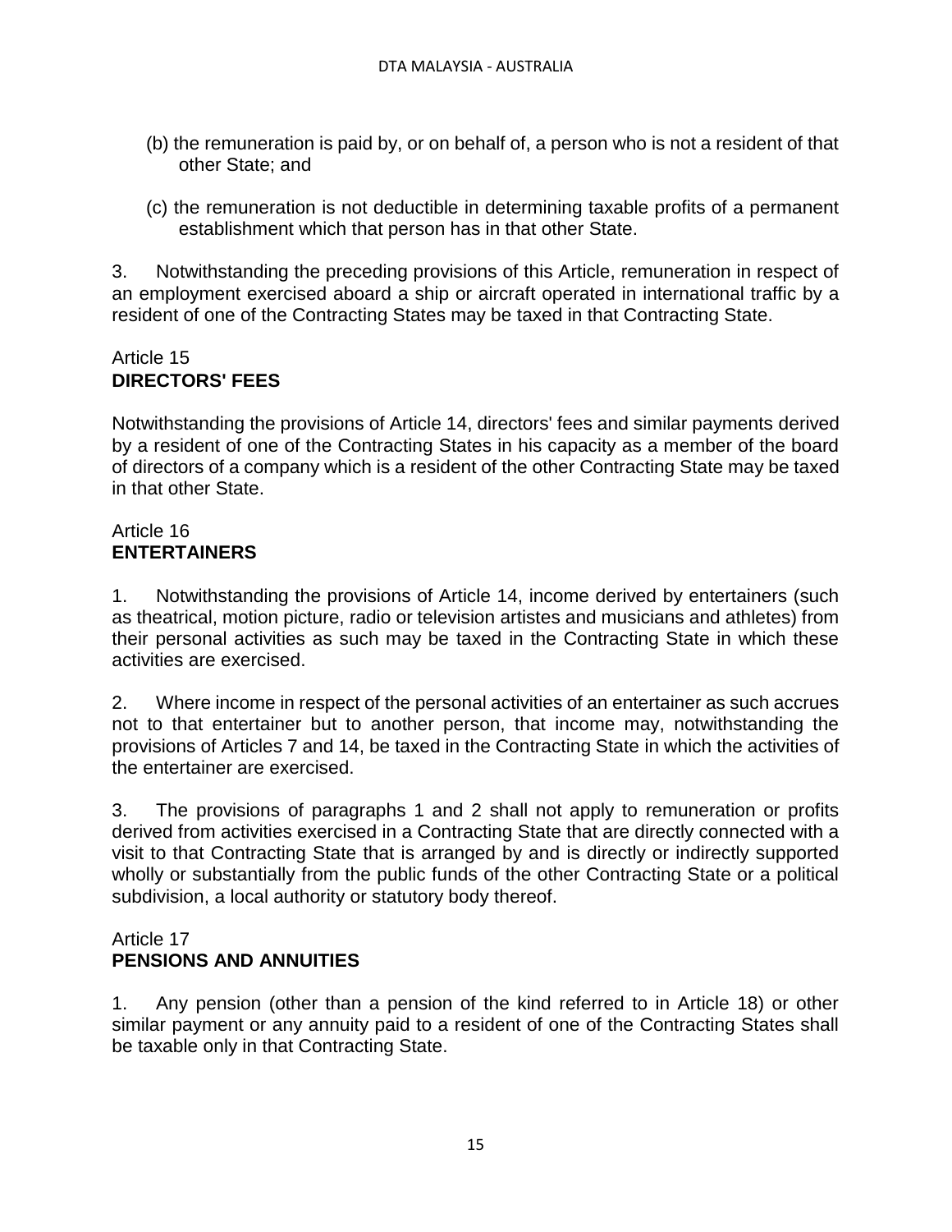(b) the remuneration is paid by, or on behalf of, a person who is not a resident of that other State; and

(c) the remuneration is not deductible in determining taxable profits of a permanent establishment which that person has in that other State.

3. Notwithstanding the preceding provisions of this Article, remuneration in respect of an employment exercised aboard a ship or aircraft operated in international traffic by a resident of one of the Contracting States may be taxed in that Contracting State.

## Article 15
## **DIRECTORS' FEES**

Notwithstanding the provisions of Article 14, directors' fees and similar payments derived by a resident of one of the Contracting States in his capacity as a member of the board of directors of a company which is a resident of the other Contracting State may be taxed in that other State.

## Article 16
## **ENTERTAINERS**

1. Notwithstanding the provisions of Article 14, income derived by entertainers (such as theatrical, motion picture, radio or television artistes and musicians and athletes) from their personal activities as such may be taxed in the Contracting State in which these activities are exercised.

2. Where income in respect of the personal activities of an entertainer as such accrues not to that entertainer but to another person, that income may, notwithstanding the provisions of Articles 7 and 14, be taxed in the Contracting State in which the activities of the entertainer are exercised.

3. The provisions of paragraphs 1 and 2 shall not apply to remuneration or profits derived from activities exercised in a Contracting State that are directly connected with a visit to that Contracting State that is arranged by and is directly or indirectly supported wholly or substantially from the public funds of the other Contracting State or a political subdivision, a local authority or statutory body thereof.

## Article 17
## **PENSIONS AND ANNUITIES**

1. Any pension (other than a pension of the kind referred to in Article 18) or other similar payment or any annuity paid to a resident of one of the Contracting States shall be taxable only in that Contracting State.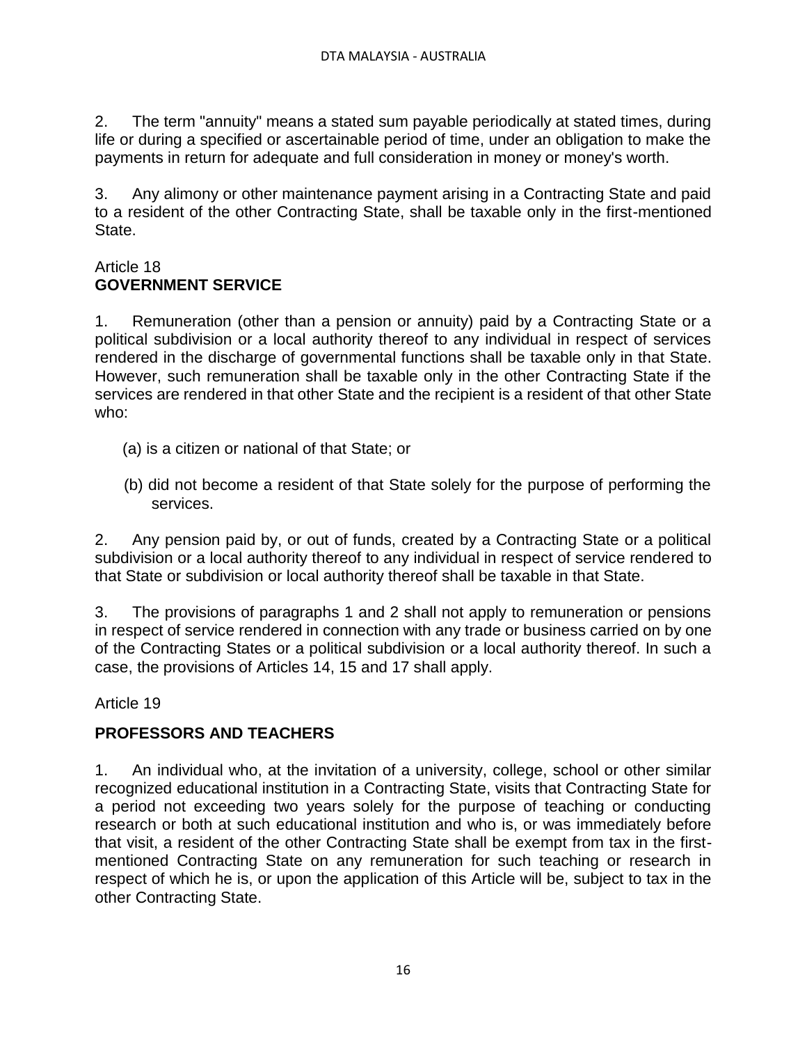2. The term "annuity" means a stated sum payable periodically at stated times, during life or during a specified or ascertainable period of time, under an obligation to make the payments in return for adequate and full consideration in money or money's worth.

3. Any alimony or other maintenance payment arising in a Contracting State and paid to a resident of the other Contracting State, shall be taxable only in the first-mentioned State.

Article 18
**GOVERNMENT SERVICE**

1. Remuneration (other than a pension or annuity) paid by a Contracting State or a political subdivision or a local authority thereof to any individual in respect of services rendered in the discharge of governmental functions shall be taxable only in that State. However, such remuneration shall be taxable only in the other Contracting State if the services are rendered in that other State and the recipient is a resident of that other State who:

(a) is a citizen or national of that State; or

(b) did not become a resident of that State solely for the purpose of performing the services.

2. Any pension paid by, or out of funds, created by a Contracting State or a political subdivision or a local authority thereof to any individual in respect of service rendered to that State or subdivision or local authority thereof shall be taxable in that State.

3. The provisions of paragraphs 1 and 2 shall not apply to remuneration or pensions in respect of service rendered in connection with any trade or business carried on by one of the Contracting States or a political subdivision or a local authority thereof. In such a case, the provisions of Articles 14, 15 and 17 shall apply.

Article 19

**PROFESSORS AND TEACHERS**

1. An individual who, at the invitation of a university, college, school or other similar recognized educational institution in a Contracting State, visits that Contracting State for a period not exceeding two years solely for the purpose of teaching or conducting research or both at such educational institution and who is, or was immediately before that visit, a resident of the other Contracting State shall be exempt from tax in the first-mentioned Contracting State on any remuneration for such teaching or research in respect of which he is, or upon the application of this Article will be, subject to tax in the other Contracting State.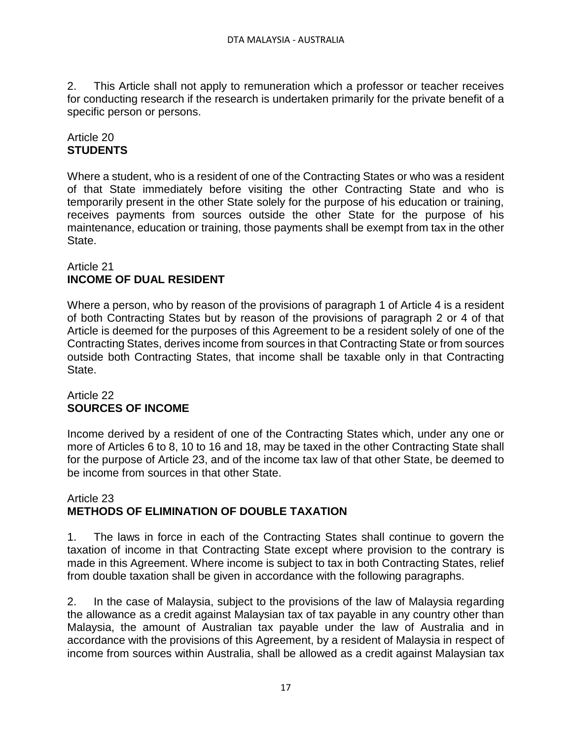2. This Article shall not apply to remuneration which a professor or teacher receives for conducting research if the research is undertaken primarily for the private benefit of a specific person or persons.

## Article 20
## STUDENTS

Where a student, who is a resident of one of the Contracting States or who was a resident of that State immediately before visiting the other Contracting State and who is temporarily present in the other State solely for the purpose of his education or training, receives payments from sources outside the other State for the purpose of his maintenance, education or training, those payments shall be exempt from tax in the other State.

## Article 21
## INCOME OF DUAL RESIDENT

Where a person, who by reason of the provisions of paragraph 1 of Article 4 is a resident of both Contracting States but by reason of the provisions of paragraph 2 or 4 of that Article is deemed for the purposes of this Agreement to be a resident solely of one of the Contracting States, derives income from sources in that Contracting State or from sources outside both Contracting States, that income shall be taxable only in that Contracting State.

## Article 22
## SOURCES OF INCOME

Income derived by a resident of one of the Contracting States which, under any one or more of Articles 6 to 8, 10 to 16 and 18, may be taxed in the other Contracting State shall for the purpose of Article 23, and of the income tax law of that other State, be deemed to be income from sources in that other State.

## Article 23
## METHODS OF ELIMINATION OF DOUBLE TAXATION

1. The laws in force in each of the Contracting States shall continue to govern the taxation of income in that Contracting State except where provision to the contrary is made in this Agreement. Where income is subject to tax in both Contracting States, relief from double taxation shall be given in accordance with the following paragraphs.

2. In the case of Malaysia, subject to the provisions of the law of Malaysia regarding the allowance as a credit against Malaysian tax of tax payable in any country other than Malaysia, the amount of Australian tax payable under the law of Australia and in accordance with the provisions of this Agreement, by a resident of Malaysia in respect of income from sources within Australia, shall be allowed as a credit against Malaysian tax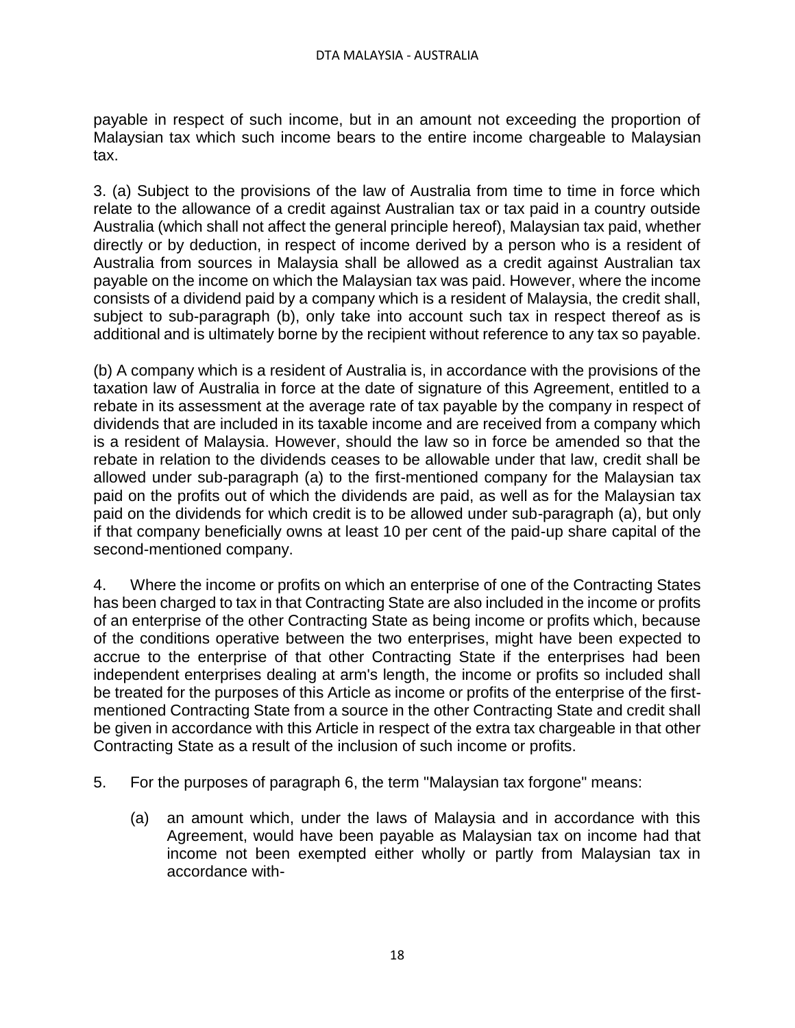payable in respect of such income, but in an amount not exceeding the proportion of Malaysian tax which such income bears to the entire income chargeable to Malaysian tax.

3. (a) Subject to the provisions of the law of Australia from time to time in force which relate to the allowance of a credit against Australian tax or tax paid in a country outside Australia (which shall not affect the general principle hereof), Malaysian tax paid, whether directly or by deduction, in respect of income derived by a person who is a resident of Australia from sources in Malaysia shall be allowed as a credit against Australian tax payable on the income on which the Malaysian tax was paid. However, where the income consists of a dividend paid by a company which is a resident of Malaysia, the credit shall, subject to sub-paragraph (b), only take into account such tax in respect thereof as is additional and is ultimately borne by the recipient without reference to any tax so payable.

(b) A company which is a resident of Australia is, in accordance with the provisions of the taxation law of Australia in force at the date of signature of this Agreement, entitled to a rebate in its assessment at the average rate of tax payable by the company in respect of dividends that are included in its taxable income and are received from a company which is a resident of Malaysia. However, should the law so in force be amended so that the rebate in relation to the dividends ceases to be allowable under that law, credit shall be allowed under sub-paragraph (a) to the first-mentioned company for the Malaysian tax paid on the profits out of which the dividends are paid, as well as for the Malaysian tax paid on the dividends for which credit is to be allowed under sub-paragraph (a), but only if that company beneficially owns at least 10 per cent of the paid-up share capital of the second-mentioned company.

4. Where the income or profits on which an enterprise of one of the Contracting States has been charged to tax in that Contracting State are also included in the income or profits of an enterprise of the other Contracting State as being income or profits which, because of the conditions operative between the two enterprises, might have been expected to accrue to the enterprise of that other Contracting State if the enterprises had been independent enterprises dealing at arm's length, the income or profits so included shall be treated for the purposes of this Article as income or profits of the enterprise of the first-mentioned Contracting State from a source in the other Contracting State and credit shall be given in accordance with this Article in respect of the extra tax chargeable in that other Contracting State as a result of the inclusion of such income or profits.

5. For the purposes of paragraph 6, the term "Malaysian tax forgone" means:

(a) an amount which, under the laws of Malaysia and in accordance with this Agreement, would have been payable as Malaysian tax on income had that income not been exempted either wholly or partly from Malaysian tax in accordance with-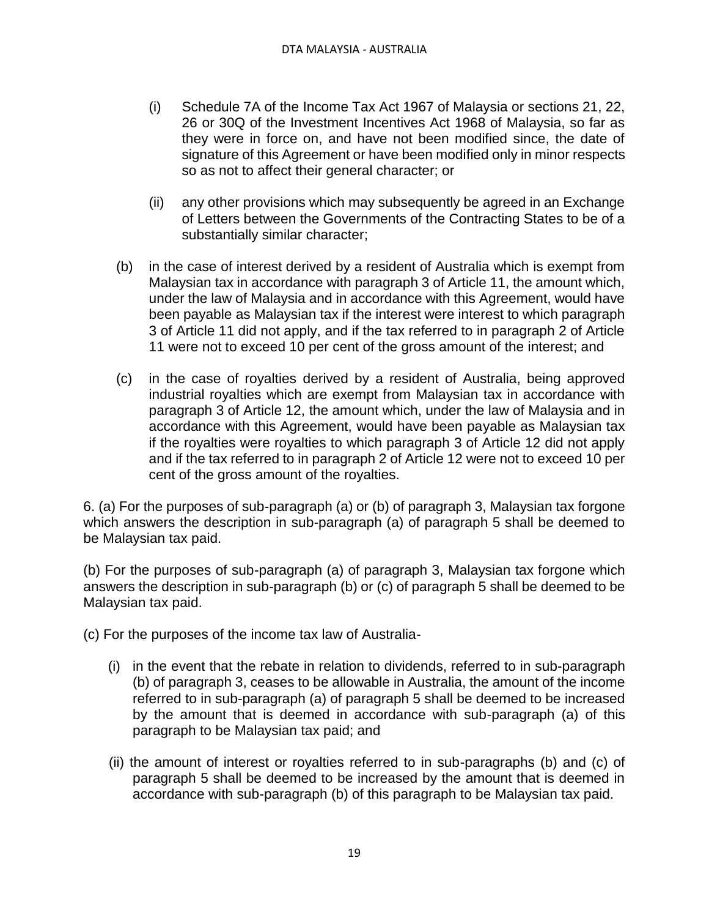(i) Schedule 7A of the Income Tax Act 1967 of Malaysia or sections 21, 22, 26 or 30Q of the Investment Incentives Act 1968 of Malaysia, so far as they were in force on, and have not been modified since, the date of signature of this Agreement or have been modified only in minor respects so as not to affect their general character; or

(ii) any other provisions which may subsequently be agreed in an Exchange of Letters between the Governments of the Contracting States to be of a substantially similar character;

(b) in the case of interest derived by a resident of Australia which is exempt from Malaysian tax in accordance with paragraph 3 of Article 11, the amount which, under the law of Malaysia and in accordance with this Agreement, would have been payable as Malaysian tax if the interest were interest to which paragraph 3 of Article 11 did not apply, and if the tax referred to in paragraph 2 of Article 11 were not to exceed 10 per cent of the gross amount of the interest; and

(c) in the case of royalties derived by a resident of Australia, being approved industrial royalties which are exempt from Malaysian tax in accordance with paragraph 3 of Article 12, the amount which, under the law of Malaysia and in accordance with this Agreement, would have been payable as Malaysian tax if the royalties were royalties to which paragraph 3 of Article 12 did not apply and if the tax referred to in paragraph 2 of Article 12 were not to exceed 10 per cent of the gross amount of the royalties.

6. (a) For the purposes of sub-paragraph (a) or (b) of paragraph 3, Malaysian tax forgone which answers the description in sub-paragraph (a) of paragraph 5 shall be deemed to be Malaysian tax paid.

(b) For the purposes of sub-paragraph (a) of paragraph 3, Malaysian tax forgone which answers the description in sub-paragraph (b) or (c) of paragraph 5 shall be deemed to be Malaysian tax paid.

(c) For the purposes of the income tax law of Australia-

(i) in the event that the rebate in relation to dividends, referred to in sub-paragraph (b) of paragraph 3, ceases to be allowable in Australia, the amount of the income referred to in sub-paragraph (a) of paragraph 5 shall be deemed to be increased by the amount that is deemed in accordance with sub-paragraph (a) of this paragraph to be Malaysian tax paid; and

(ii) the amount of interest or royalties referred to in sub-paragraphs (b) and (c) of paragraph 5 shall be deemed to be increased by the amount that is deemed in accordance with sub-paragraph (b) of this paragraph to be Malaysian tax paid.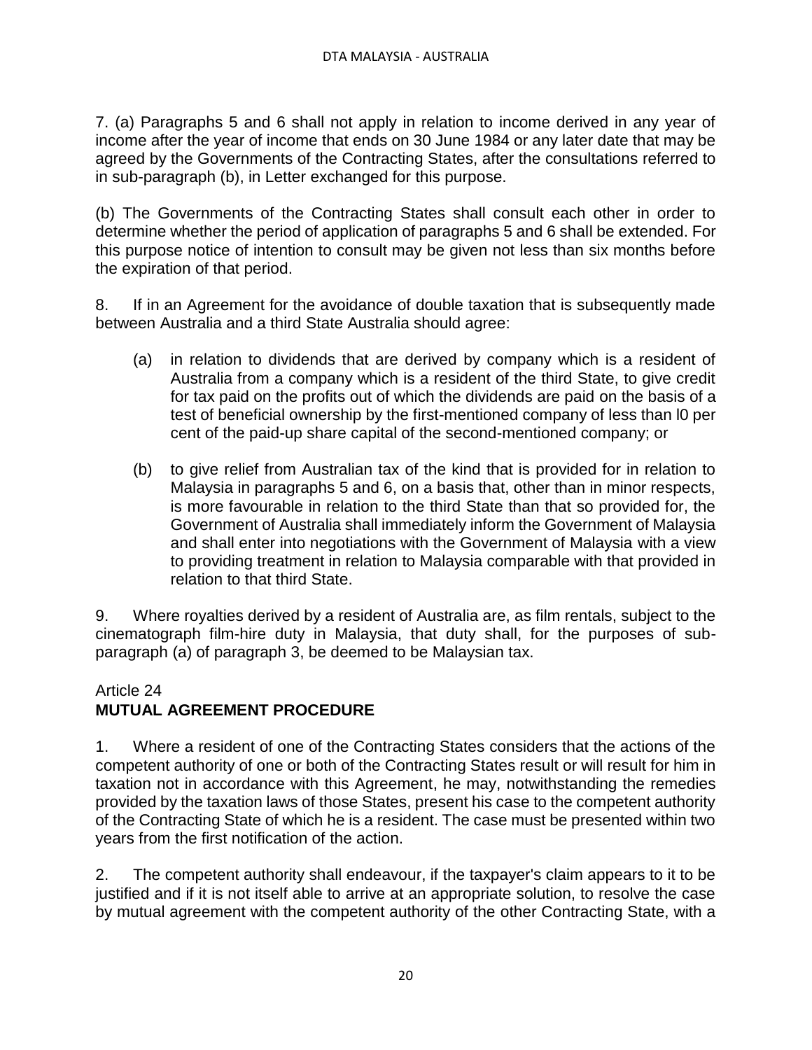7. (a) Paragraphs 5 and 6 shall not apply in relation to income derived in any year of income after the year of income that ends on 30 June 1984 or any later date that may be agreed by the Governments of the Contracting States, after the consultations referred to in sub-paragraph (b), in Letter exchanged for this purpose.

(b) The Governments of the Contracting States shall consult each other in order to determine whether the period of application of paragraphs 5 and 6 shall be extended. For this purpose notice of intention to consult may be given not less than six months before the expiration of that period.

8. If in an Agreement for the avoidance of double taxation that is subsequently made between Australia and a third State Australia should agree:

(a) in relation to dividends that are derived by company which is a resident of Australia from a company which is a resident of the third State, to give credit for tax paid on the profits out of which the dividends are paid on the basis of a test of beneficial ownership by the first-mentioned company of less than l0 per cent of the paid-up share capital of the second-mentioned company; or

(b) to give relief from Australian tax of the kind that is provided for in relation to Malaysia in paragraphs 5 and 6, on a basis that, other than in minor respects, is more favourable in relation to the third State than that so provided for, the Government of Australia shall immediately inform the Government of Malaysia and shall enter into negotiations with the Government of Malaysia with a view to providing treatment in relation to Malaysia comparable with that provided in relation to that third State.

9. Where royalties derived by a resident of Australia are, as film rentals, subject to the cinematograph film-hire duty in Malaysia, that duty shall, for the purposes of sub-paragraph (a) of paragraph 3, be deemed to be Malaysian tax.

## Article 24
## MUTUAL AGREEMENT PROCEDURE

1. Where a resident of one of the Contracting States considers that the actions of the competent authority of one or both of the Contracting States result or will result for him in taxation not in accordance with this Agreement, he may, notwithstanding the remedies provided by the taxation laws of those States, present his case to the competent authority of the Contracting State of which he is a resident. The case must be presented within two years from the first notification of the action.

2. The competent authority shall endeavour, if the taxpayer's claim appears to it to be justified and if it is not itself able to arrive at an appropriate solution, to resolve the case by mutual agreement with the competent authority of the other Contracting State, with a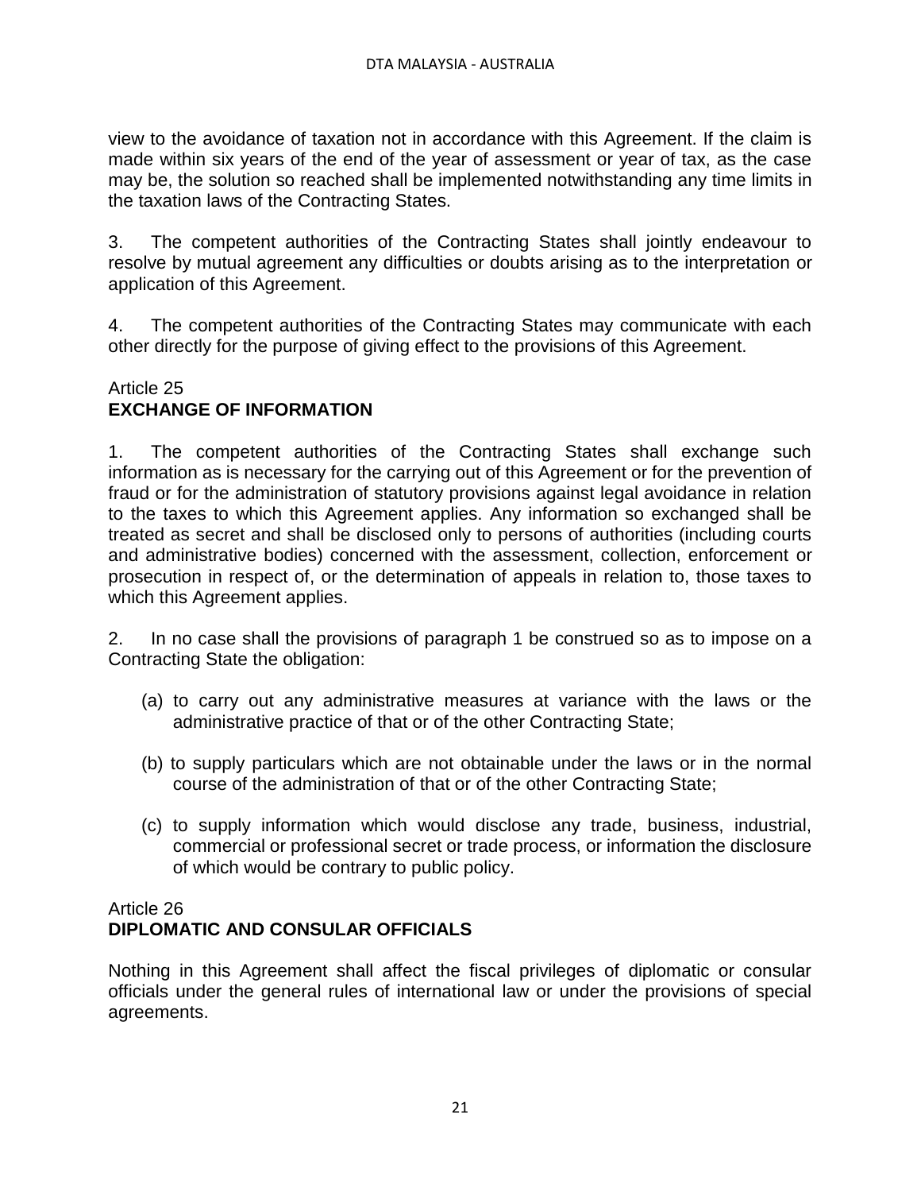view to the avoidance of taxation not in accordance with this Agreement. If the claim is made within six years of the end of the year of assessment or year of tax, as the case may be, the solution so reached shall be implemented notwithstanding any time limits in the taxation laws of the Contracting States.

3. The competent authorities of the Contracting States shall jointly endeavour to resolve by mutual agreement any difficulties or doubts arising as to the interpretation or application of this Agreement.

4. The competent authorities of the Contracting States may communicate with each other directly for the purpose of giving effect to the provisions of this Agreement.

Article 25
**EXCHANGE OF INFORMATION**

1. The competent authorities of the Contracting States shall exchange such information as is necessary for the carrying out of this Agreement or for the prevention of fraud or for the administration of statutory provisions against legal avoidance in relation to the taxes to which this Agreement applies. Any information so exchanged shall be treated as secret and shall be disclosed only to persons of authorities (including courts and administrative bodies) concerned with the assessment, collection, enforcement or prosecution in respect of, or the determination of appeals in relation to, those taxes to which this Agreement applies.

2. In no case shall the provisions of paragraph 1 be construed so as to impose on a Contracting State the obligation:

(a) to carry out any administrative measures at variance with the laws or the administrative practice of that or of the other Contracting State;

(b) to supply particulars which are not obtainable under the laws or in the normal course of the administration of that or of the other Contracting State;

(c) to supply information which would disclose any trade, business, industrial, commercial or professional secret or trade process, or information the disclosure of which would be contrary to public policy.

Article 26
**DIPLOMATIC AND CONSULAR OFFICIALS**

Nothing in this Agreement shall affect the fiscal privileges of diplomatic or consular officials under the general rules of international law or under the provisions of special agreements.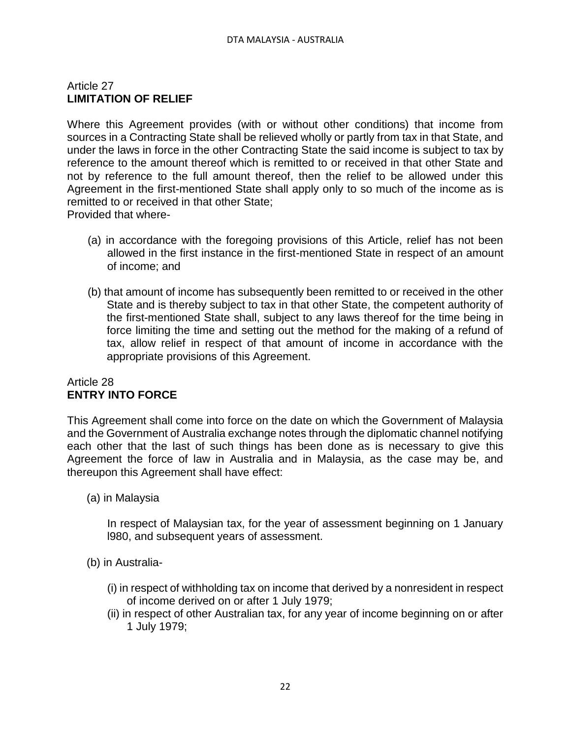## Article 27
## LIMITATION OF RELIEF

Where this Agreement provides (with or without other conditions) that income from sources in a Contracting State shall be relieved wholly or partly from tax in that State, and under the laws in force in the other Contracting State the said income is subject to tax by reference to the amount thereof which is remitted to or received in that other State and not by reference to the full amount thereof, then the relief to be allowed under this Agreement in the first-mentioned State shall apply only to so much of the income as is remitted to or received in that other State;
Provided that where-

(a) in accordance with the foregoing provisions of this Article, relief has not been allowed in the first instance in the first-mentioned State in respect of an amount of income; and

(b) that amount of income has subsequently been remitted to or received in the other State and is thereby subject to tax in that other State, the competent authority of the first-mentioned State shall, subject to any laws thereof for the time being in force limiting the time and setting out the method for the making of a refund of tax, allow relief in respect of that amount of income in accordance with the appropriate provisions of this Agreement.

## Article 28
## ENTRY INTO FORCE

This Agreement shall come into force on the date on which the Government of Malaysia and the Government of Australia exchange notes through the diplomatic channel notifying each other that the last of such things has been done as is necessary to give this Agreement the force of law in Australia and in Malaysia, as the case may be, and thereupon this Agreement shall have effect:

(a) in Malaysia

In respect of Malaysian tax, for the year of assessment beginning on 1 January l980, and subsequent years of assessment.

(b) in Australia-

(i) in respect of withholding tax on income that derived by a nonresident in respect of income derived on or after 1 July 1979;
(ii) in respect of other Australian tax, for any year of income beginning on or after 1 July 1979;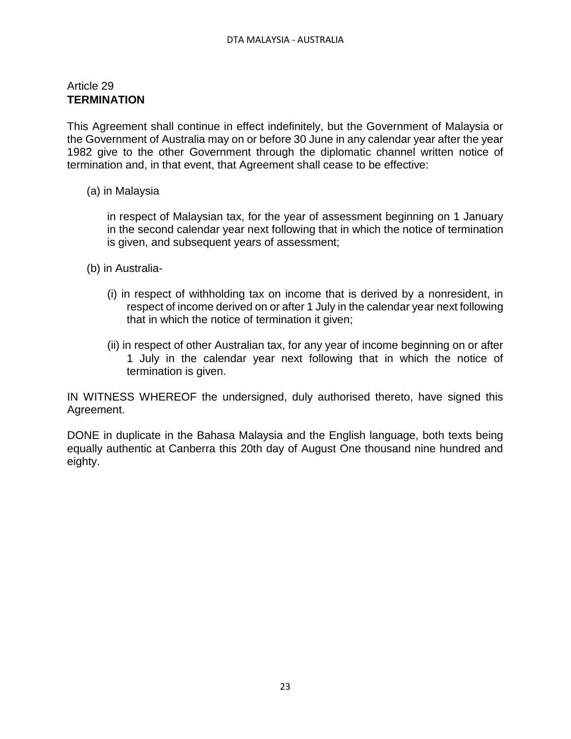## Article 29
## **TERMINATION**

This Agreement shall continue in effect indefinitely, but the Government of Malaysia or the Government of Australia may on or before 30 June in any calendar year after the year 1982 give to the other Government through the diplomatic channel written notice of termination and, in that event, that Agreement shall cease to be effective:

(a) in Malaysia

in respect of Malaysian tax, for the year of assessment beginning on 1 January in the second calendar year next following that in which the notice of termination is given, and subsequent years of assessment;

(b) in Australia-

(i) in respect of withholding tax on income that is derived by a nonresident, in respect of income derived on or after 1 July in the calendar year next following that in which the notice of termination it given;

(ii) in respect of other Australian tax, for any year of income beginning on or after 1 July in the calendar year next following that in which the notice of termination is given.

IN WITNESS WHEREOF the undersigned, duly authorised thereto, have signed this Agreement.

DONE in duplicate in the Bahasa Malaysia and the English language, both texts being equally authentic at Canberra this 20th day of August One thousand nine hundred and eighty.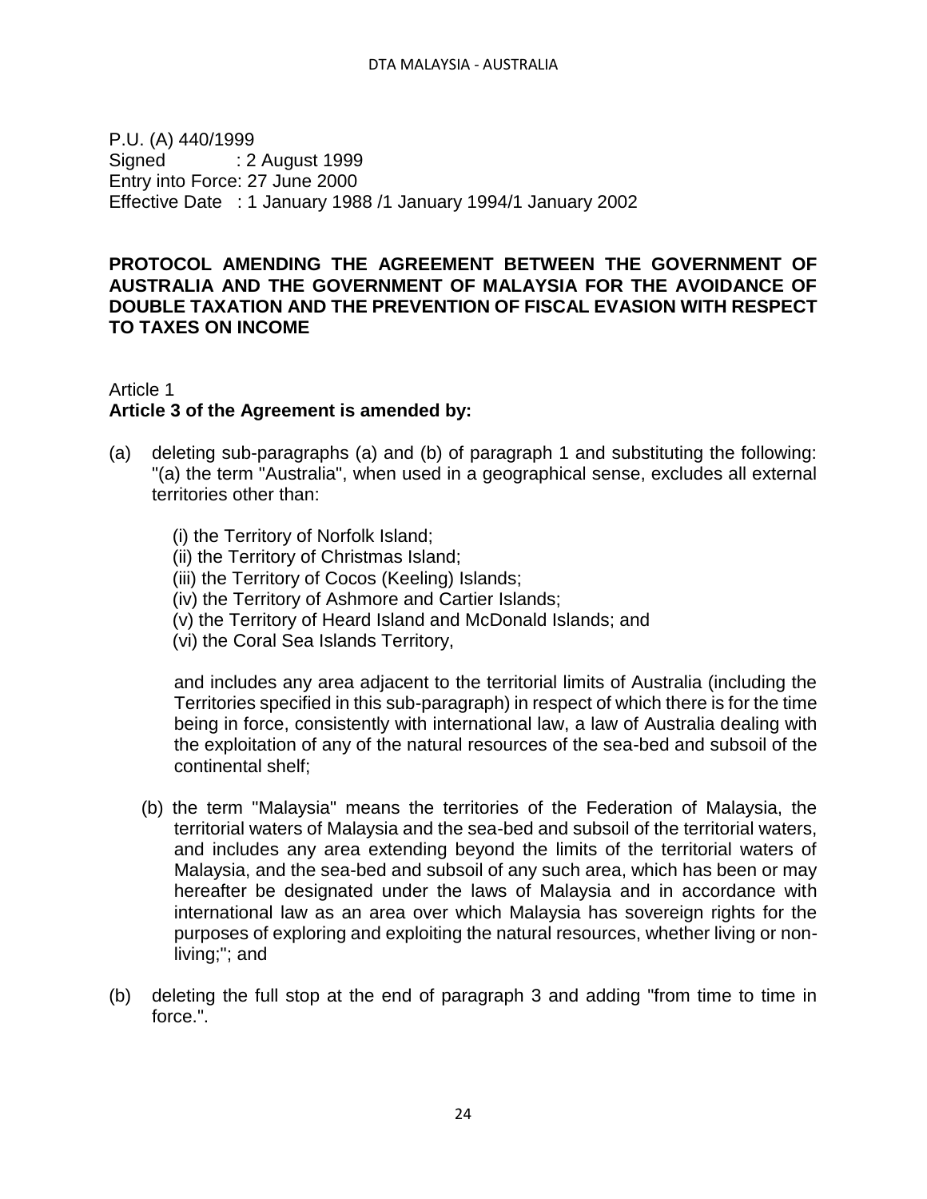P.U. (A) 440/1999
Signed : 2 August 1999
Entry into Force: 27 June 2000
Effective Date : 1 January 1988 /1 January 1994/1 January 2002

## PROTOCOL AMENDING THE AGREEMENT BETWEEN THE GOVERNMENT OF AUSTRALIA AND THE GOVERNMENT OF MALAYSIA FOR THE AVOIDANCE OF DOUBLE TAXATION AND THE PREVENTION OF FISCAL EVASION WITH RESPECT TO TAXES ON INCOME

Article 1
**Article 3 of the Agreement is amended by:**

(a) deleting sub-paragraphs (a) and (b) of paragraph 1 and substituting the following: "(a) the term "Australia", when used in a geographical sense, excludes all external territories other than:

(i) the Territory of Norfolk Island;
(ii) the Territory of Christmas Island;
(iii) the Territory of Cocos (Keeling) Islands;
(iv) the Territory of Ashmore and Cartier Islands;
(v) the Territory of Heard Island and McDonald Islands; and
(vi) the Coral Sea Islands Territory,

and includes any area adjacent to the territorial limits of Australia (including the Territories specified in this sub-paragraph) in respect of which there is for the time being in force, consistently with international law, a law of Australia dealing with the exploitation of any of the natural resources of the sea-bed and subsoil of the continental shelf;

(b) the term "Malaysia" means the territories of the Federation of Malaysia, the territorial waters of Malaysia and the sea-bed and subsoil of the territorial waters, and includes any area extending beyond the limits of the territorial waters of Malaysia, and the sea-bed and subsoil of any such area, which has been or may hereafter be designated under the laws of Malaysia and in accordance with international law as an area over which Malaysia has sovereign rights for the purposes of exploring and exploiting the natural resources, whether living or non-living;"; and

(b) deleting the full stop at the end of paragraph 3 and adding "from time to time in force.".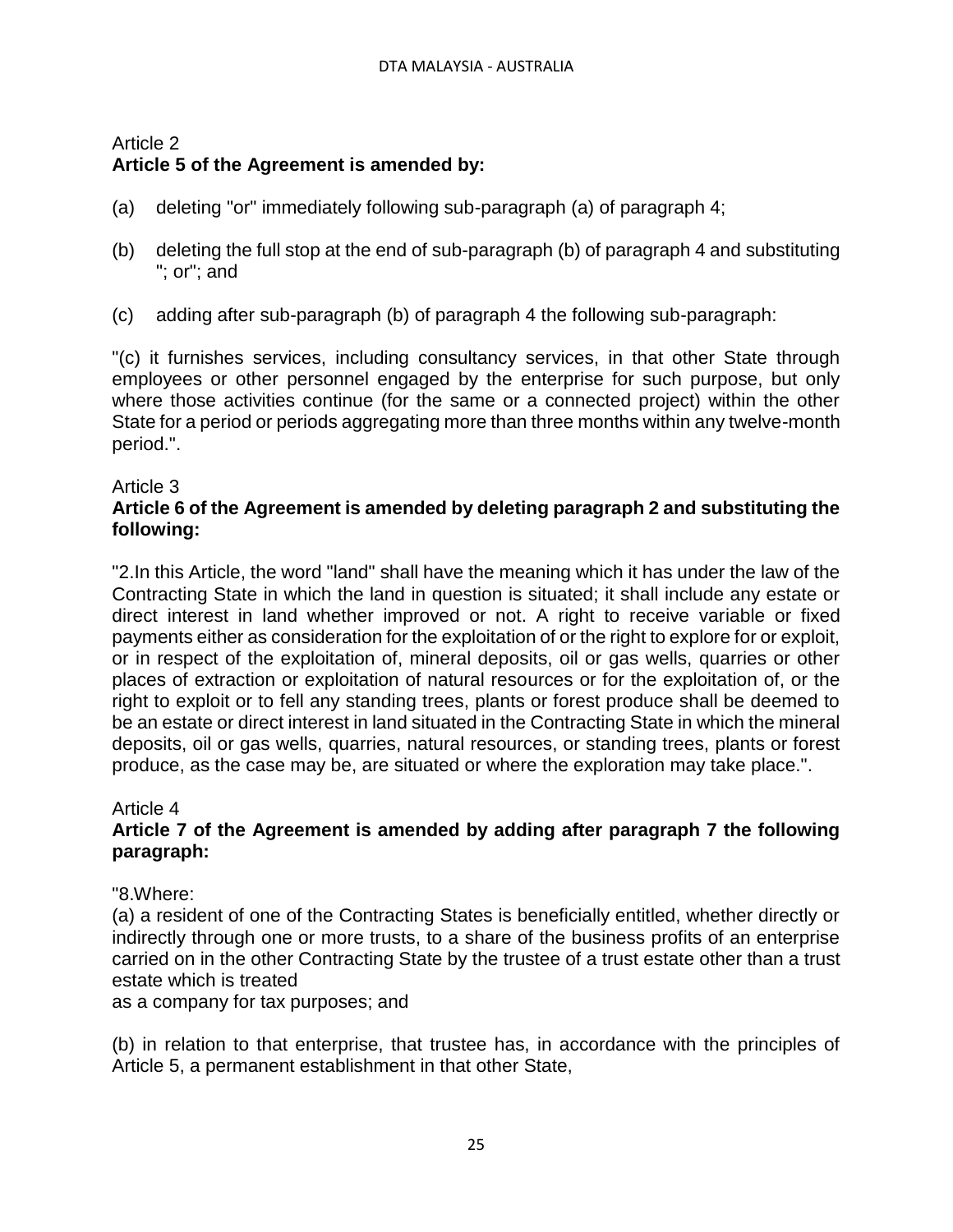Article 2
**Article 5 of the Agreement is amended by:**

(a) deleting "or" immediately following sub-paragraph (a) of paragraph 4;

(b) deleting the full stop at the end of sub-paragraph (b) of paragraph 4 and substituting "; or"; and

(c) adding after sub-paragraph (b) of paragraph 4 the following sub-paragraph:

"(c) it furnishes services, including consultancy services, in that other State through employees or other personnel engaged by the enterprise for such purpose, but only where those activities continue (for the same or a connected project) within the other State for a period or periods aggregating more than three months within any twelve-month period.".

Article 3
**Article 6 of the Agreement is amended by deleting paragraph 2 and substituting the following:**

"2.In this Article, the word "land" shall have the meaning which it has under the law of the Contracting State in which the land in question is situated; it shall include any estate or direct interest in land whether improved or not. A right to receive variable or fixed payments either as consideration for the exploitation of or the right to explore for or exploit, or in respect of the exploitation of, mineral deposits, oil or gas wells, quarries or other places of extraction or exploitation of natural resources or for the exploitation of, or the right to exploit or to fell any standing trees, plants or forest produce shall be deemed to be an estate or direct interest in land situated in the Contracting State in which the mineral deposits, oil or gas wells, quarries, natural resources, or standing trees, plants or forest produce, as the case may be, are situated or where the exploration may take place.".

Article 4
**Article 7 of the Agreement is amended by adding after paragraph 7 the following paragraph:**

"8.Where:
(a) a resident of one of the Contracting States is beneficially entitled, whether directly or indirectly through one or more trusts, to a share of the business profits of an enterprise carried on in the other Contracting State by the trustee of a trust estate other than a trust estate which is treated
as a company for tax purposes; and

(b) in relation to that enterprise, that trustee has, in accordance with the principles of Article 5, a permanent establishment in that other State,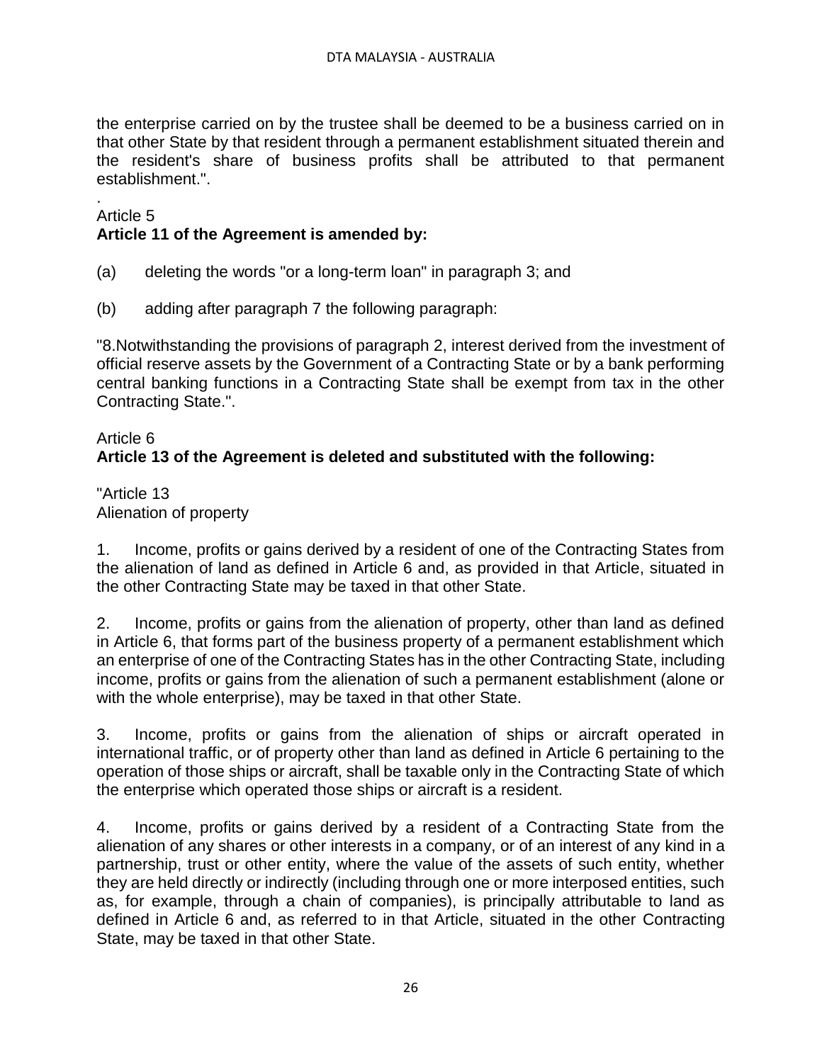the enterprise carried on by the trustee shall be deemed to be a business carried on in that other State by that resident through a permanent establishment situated therein and the resident's share of business profits shall be attributed to that permanent establishment.".

.
Article 5
**Article 11 of the Agreement is amended by:**

(a) deleting the words "or a long-term loan" in paragraph 3; and

(b) adding after paragraph 7 the following paragraph:

"8.Notwithstanding the provisions of paragraph 2, interest derived from the investment of official reserve assets by the Government of a Contracting State or by a bank performing central banking functions in a Contracting State shall be exempt from tax in the other Contracting State.".

Article 6
**Article 13 of the Agreement is deleted and substituted with the following:**

"Article 13
Alienation of property

1. Income, profits or gains derived by a resident of one of the Contracting States from the alienation of land as defined in Article 6 and, as provided in that Article, situated in the other Contracting State may be taxed in that other State.

2. Income, profits or gains from the alienation of property, other than land as defined in Article 6, that forms part of the business property of a permanent establishment which an enterprise of one of the Contracting States has in the other Contracting State, including income, profits or gains from the alienation of such a permanent establishment (alone or with the whole enterprise), may be taxed in that other State.

3. Income, profits or gains from the alienation of ships or aircraft operated in international traffic, or of property other than land as defined in Article 6 pertaining to the operation of those ships or aircraft, shall be taxable only in the Contracting State of which the enterprise which operated those ships or aircraft is a resident.

4. Income, profits or gains derived by a resident of a Contracting State from the alienation of any shares or other interests in a company, or of an interest of any kind in a partnership, trust or other entity, where the value of the assets of such entity, whether they are held directly or indirectly (including through one or more interposed entities, such as, for example, through a chain of companies), is principally attributable to land as defined in Article 6 and, as referred to in that Article, situated in the other Contracting State, may be taxed in that other State.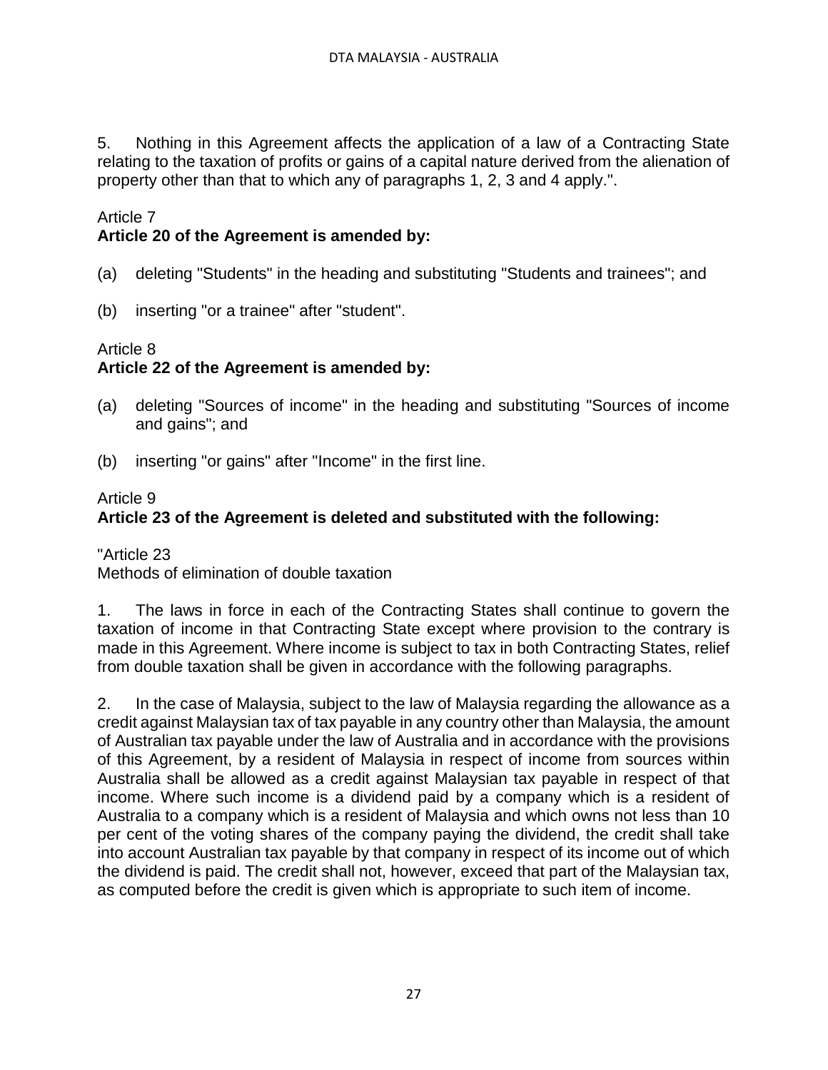5. Nothing in this Agreement affects the application of a law of a Contracting State relating to the taxation of profits or gains of a capital nature derived from the alienation of property other than that to which any of paragraphs 1, 2, 3 and 4 apply.".

Article 7
**Article 20 of the Agreement is amended by:**

(a) deleting "Students" in the heading and substituting "Students and trainees"; and

(b) inserting "or a trainee" after "student".

Article 8
**Article 22 of the Agreement is amended by:**

(a) deleting "Sources of income" in the heading and substituting "Sources of income and gains"; and

(b) inserting "or gains" after "Income" in the first line.

Article 9
**Article 23 of the Agreement is deleted and substituted with the following:**

"Article 23
Methods of elimination of double taxation

1. The laws in force in each of the Contracting States shall continue to govern the taxation of income in that Contracting State except where provision to the contrary is made in this Agreement. Where income is subject to tax in both Contracting States, relief from double taxation shall be given in accordance with the following paragraphs.

2. In the case of Malaysia, subject to the law of Malaysia regarding the allowance as a credit against Malaysian tax of tax payable in any country other than Malaysia, the amount of Australian tax payable under the law of Australia and in accordance with the provisions of this Agreement, by a resident of Malaysia in respect of income from sources within Australia shall be allowed as a credit against Malaysian tax payable in respect of that income. Where such income is a dividend paid by a company which is a resident of Australia to a company which is a resident of Malaysia and which owns not less than 10 per cent of the voting shares of the company paying the dividend, the credit shall take into account Australian tax payable by that company in respect of its income out of which the dividend is paid. The credit shall not, however, exceed that part of the Malaysian tax, as computed before the credit is given which is appropriate to such item of income.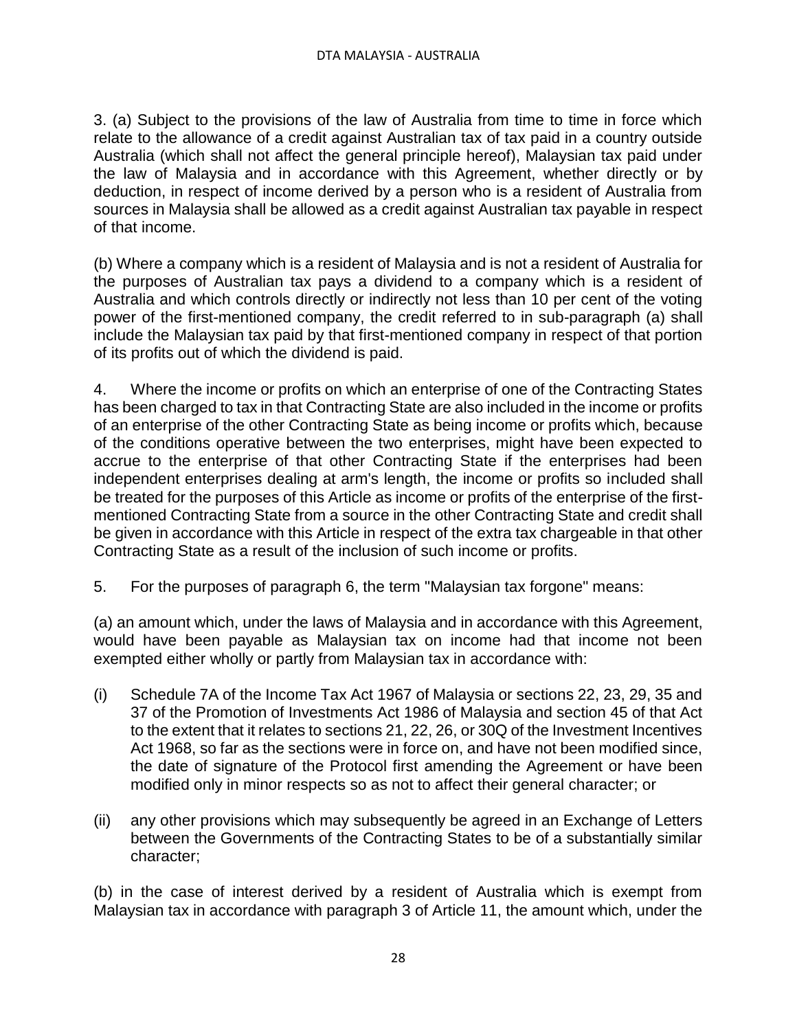3. (a) Subject to the provisions of the law of Australia from time to time in force which relate to the allowance of a credit against Australian tax of tax paid in a country outside Australia (which shall not affect the general principle hereof), Malaysian tax paid under the law of Malaysia and in accordance with this Agreement, whether directly or by deduction, in respect of income derived by a person who is a resident of Australia from sources in Malaysia shall be allowed as a credit against Australian tax payable in respect of that income.

(b) Where a company which is a resident of Malaysia and is not a resident of Australia for the purposes of Australian tax pays a dividend to a company which is a resident of Australia and which controls directly or indirectly not less than 10 per cent of the voting power of the first-mentioned company, the credit referred to in sub-paragraph (a) shall include the Malaysian tax paid by that first-mentioned company in respect of that portion of its profits out of which the dividend is paid.

4. Where the income or profits on which an enterprise of one of the Contracting States has been charged to tax in that Contracting State are also included in the income or profits of an enterprise of the other Contracting State as being income or profits which, because of the conditions operative between the two enterprises, might have been expected to accrue to the enterprise of that other Contracting State if the enterprises had been independent enterprises dealing at arm's length, the income or profits so included shall be treated for the purposes of this Article as income or profits of the enterprise of the first-mentioned Contracting State from a source in the other Contracting State and credit shall be given in accordance with this Article in respect of the extra tax chargeable in that other Contracting State as a result of the inclusion of such income or profits.

5. For the purposes of paragraph 6, the term "Malaysian tax forgone" means:

(a) an amount which, under the laws of Malaysia and in accordance with this Agreement, would have been payable as Malaysian tax on income had that income not been exempted either wholly or partly from Malaysian tax in accordance with:

(i) Schedule 7A of the Income Tax Act 1967 of Malaysia or sections 22, 23, 29, 35 and 37 of the Promotion of Investments Act 1986 of Malaysia and section 45 of that Act to the extent that it relates to sections 21, 22, 26, or 30Q of the Investment Incentives Act 1968, so far as the sections were in force on, and have not been modified since, the date of signature of the Protocol first amending the Agreement or have been modified only in minor respects so as not to affect their general character; or

(ii) any other provisions which may subsequently be agreed in an Exchange of Letters between the Governments of the Contracting States to be of a substantially similar character;

(b) in the case of interest derived by a resident of Australia which is exempt from Malaysian tax in accordance with paragraph 3 of Article 11, the amount which, under the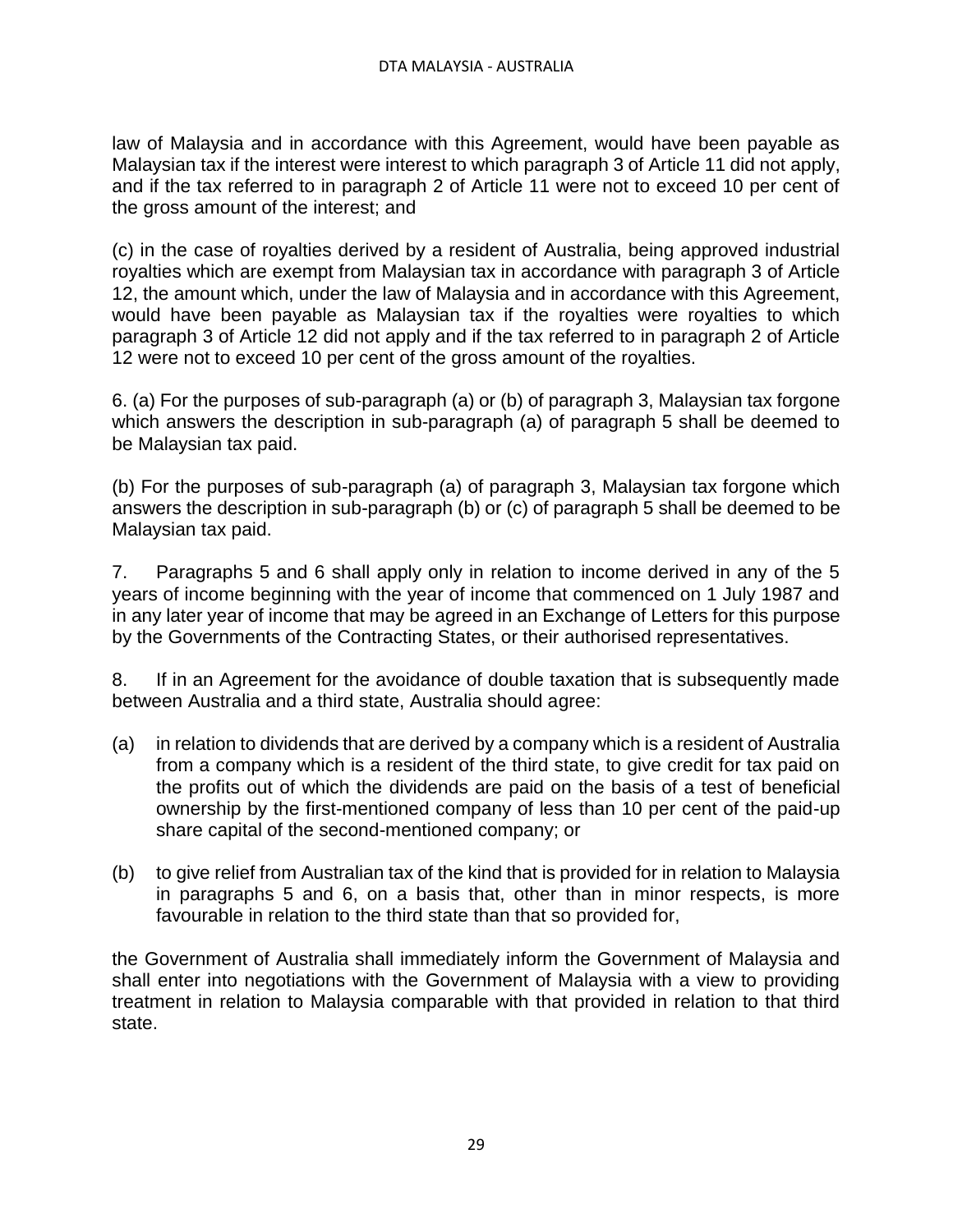law of Malaysia and in accordance with this Agreement, would have been payable as Malaysian tax if the interest were interest to which paragraph 3 of Article 11 did not apply, and if the tax referred to in paragraph 2 of Article 11 were not to exceed 10 per cent of the gross amount of the interest; and

(c) in the case of royalties derived by a resident of Australia, being approved industrial royalties which are exempt from Malaysian tax in accordance with paragraph 3 of Article 12, the amount which, under the law of Malaysia and in accordance with this Agreement, would have been payable as Malaysian tax if the royalties were royalties to which paragraph 3 of Article 12 did not apply and if the tax referred to in paragraph 2 of Article 12 were not to exceed 10 per cent of the gross amount of the royalties.

6. (a) For the purposes of sub-paragraph (a) or (b) of paragraph 3, Malaysian tax forgone which answers the description in sub-paragraph (a) of paragraph 5 shall be deemed to be Malaysian tax paid.

(b) For the purposes of sub-paragraph (a) of paragraph 3, Malaysian tax forgone which answers the description in sub-paragraph (b) or (c) of paragraph 5 shall be deemed to be Malaysian tax paid.

7. Paragraphs 5 and 6 shall apply only in relation to income derived in any of the 5 years of income beginning with the year of income that commenced on 1 July 1987 and in any later year of income that may be agreed in an Exchange of Letters for this purpose by the Governments of the Contracting States, or their authorised representatives.

8. If in an Agreement for the avoidance of double taxation that is subsequently made between Australia and a third state, Australia should agree:

(a) in relation to dividends that are derived by a company which is a resident of Australia from a company which is a resident of the third state, to give credit for tax paid on the profits out of which the dividends are paid on the basis of a test of beneficial ownership by the first-mentioned company of less than 10 per cent of the paid-up share capital of the second-mentioned company; or

(b) to give relief from Australian tax of the kind that is provided for in relation to Malaysia in paragraphs 5 and 6, on a basis that, other than in minor respects, is more favourable in relation to the third state than that so provided for,

the Government of Australia shall immediately inform the Government of Malaysia and shall enter into negotiations with the Government of Malaysia with a view to providing treatment in relation to Malaysia comparable with that provided in relation to that third state.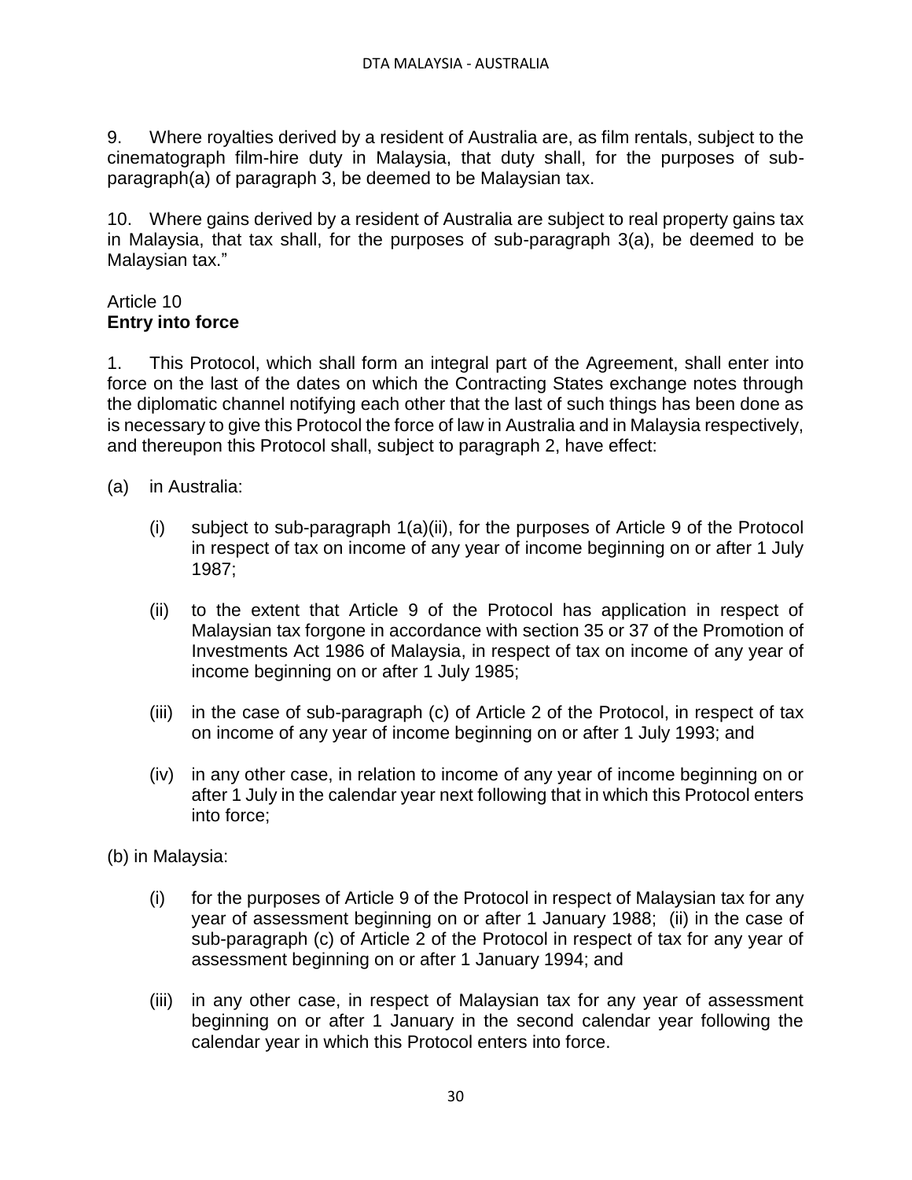9. Where royalties derived by a resident of Australia are, as film rentals, subject to the cinematograph film-hire duty in Malaysia, that duty shall, for the purposes of sub-paragraph(a) of paragraph 3, be deemed to be Malaysian tax.

10. Where gains derived by a resident of Australia are subject to real property gains tax in Malaysia, that tax shall, for the purposes of sub-paragraph 3(a), be deemed to be Malaysian tax."

Article 10
**Entry into force**

1. This Protocol, which shall form an integral part of the Agreement, shall enter into force on the last of the dates on which the Contracting States exchange notes through the diplomatic channel notifying each other that the last of such things has been done as is necessary to give this Protocol the force of law in Australia and in Malaysia respectively, and thereupon this Protocol shall, subject to paragraph 2, have effect:

(a) in Australia:

   (i) subject to sub-paragraph 1(a)(ii), for the purposes of Article 9 of the Protocol in respect of tax on income of any year of income beginning on or after 1 July 1987;

   (ii) to the extent that Article 9 of the Protocol has application in respect of Malaysian tax forgone in accordance with section 35 or 37 of the Promotion of Investments Act 1986 of Malaysia, in respect of tax on income of any year of income beginning on or after 1 July 1985;

   (iii) in the case of sub-paragraph (c) of Article 2 of the Protocol, in respect of tax on income of any year of income beginning on or after 1 July 1993; and

   (iv) in any other case, in relation to income of any year of income beginning on or after 1 July in the calendar year next following that in which this Protocol enters into force;

(b) in Malaysia:

   (i) for the purposes of Article 9 of the Protocol in respect of Malaysian tax for any year of assessment beginning on or after 1 January 1988; (ii) in the case of sub-paragraph (c) of Article 2 of the Protocol in respect of tax for any year of assessment beginning on or after 1 January 1994; and

   (iii) in any other case, in respect of Malaysian tax for any year of assessment beginning on or after 1 January in the second calendar year following the calendar year in which this Protocol enters into force.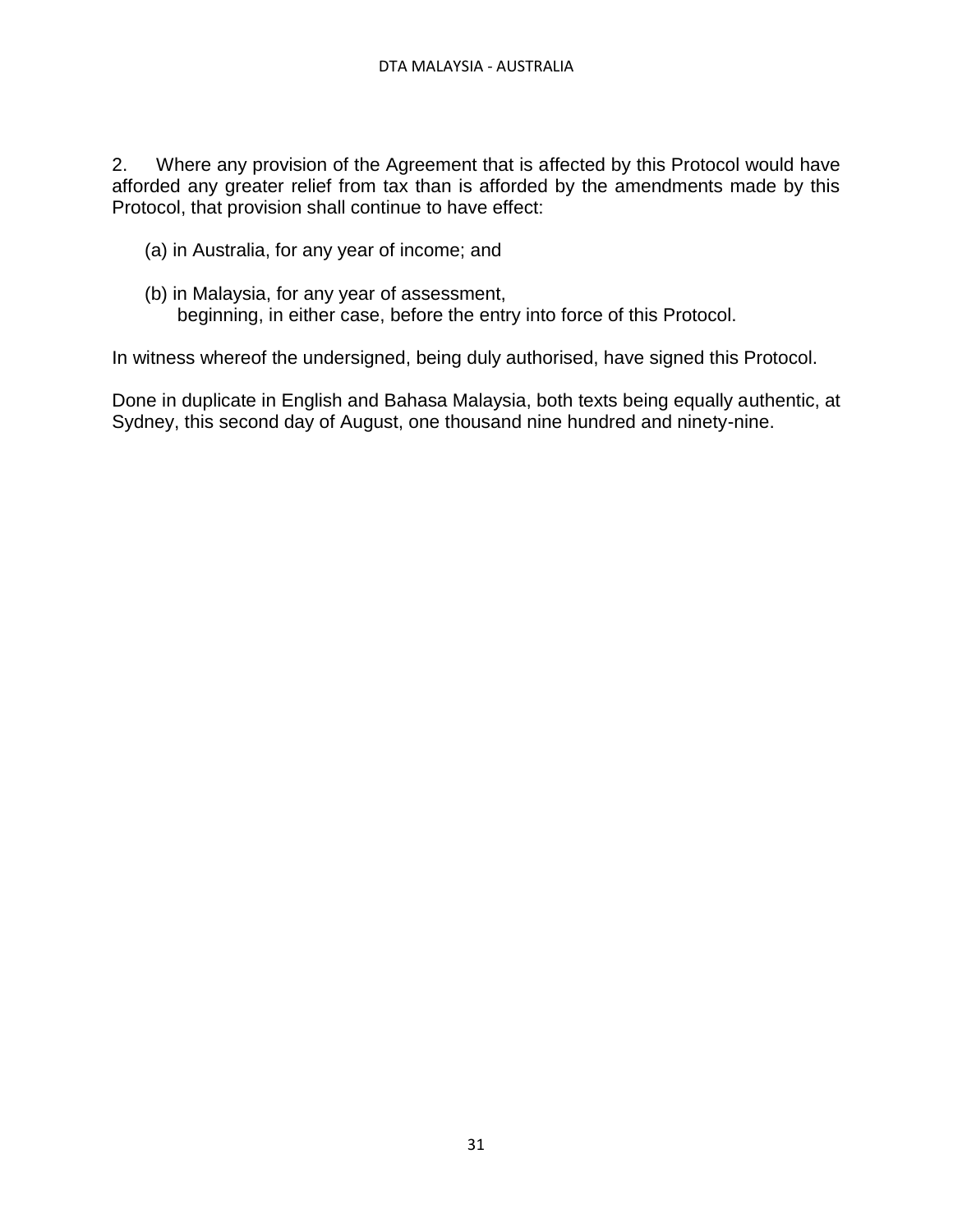2. Where any provision of the Agreement that is affected by this Protocol would have afforded any greater relief from tax than is afforded by the amendments made by this Protocol, that provision shall continue to have effect:

(a) in Australia, for any year of income; and

(b) in Malaysia, for any year of assessment,
beginning, in either case, before the entry into force of this Protocol.

In witness whereof the undersigned, being duly authorised, have signed this Protocol.

Done in duplicate in English and Bahasa Malaysia, both texts being equally authentic, at Sydney, this second day of August, one thousand nine hundred and ninety-nine.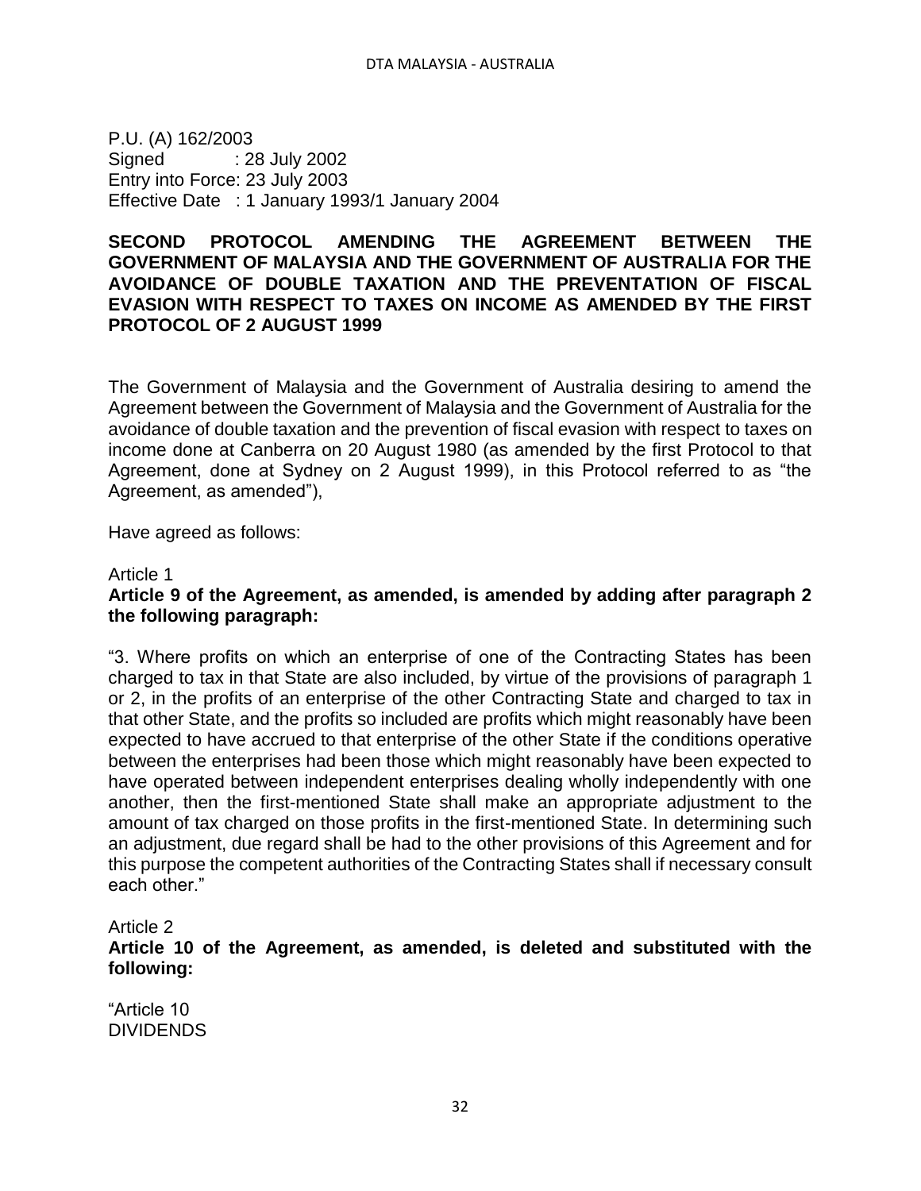P.U. (A) 162/2003
Signed : 28 July 2002
Entry into Force: 23 July 2003
Effective Date : 1 January 1993/1 January 2004

**SECOND PROTOCOL AMENDING THE AGREEMENT BETWEEN THE GOVERNMENT OF MALAYSIA AND THE GOVERNMENT OF AUSTRALIA FOR THE AVOIDANCE OF DOUBLE TAXATION AND THE PREVENTATION OF FISCAL EVASION WITH RESPECT TO TAXES ON INCOME AS AMENDED BY THE FIRST PROTOCOL OF 2 AUGUST 1999**

The Government of Malaysia and the Government of Australia desiring to amend the Agreement between the Government of Malaysia and the Government of Australia for the avoidance of double taxation and the prevention of fiscal evasion with respect to taxes on income done at Canberra on 20 August 1980 (as amended by the first Protocol to that Agreement, done at Sydney on 2 August 1999), in this Protocol referred to as "the Agreement, as amended"),

Have agreed as follows:

Article 1

**Article 9 of the Agreement, as amended, is amended by adding after paragraph 2 the following paragraph:**

"3. Where profits on which an enterprise of one of the Contracting States has been charged to tax in that State are also included, by virtue of the provisions of paragraph 1 or 2, in the profits of an enterprise of the other Contracting State and charged to tax in that other State, and the profits so included are profits which might reasonably have been expected to have accrued to that enterprise of the other State if the conditions operative between the enterprises had been those which might reasonably have been expected to have operated between independent enterprises dealing wholly independently with one another, then the first-mentioned State shall make an appropriate adjustment to the amount of tax charged on those profits in the first-mentioned State. In determining such an adjustment, due regard shall be had to the other provisions of this Agreement and for this purpose the competent authorities of the Contracting States shall if necessary consult each other."

Article 2

**Article 10 of the Agreement, as amended, is deleted and substituted with the following:**

"Article 10
DIVIDENDS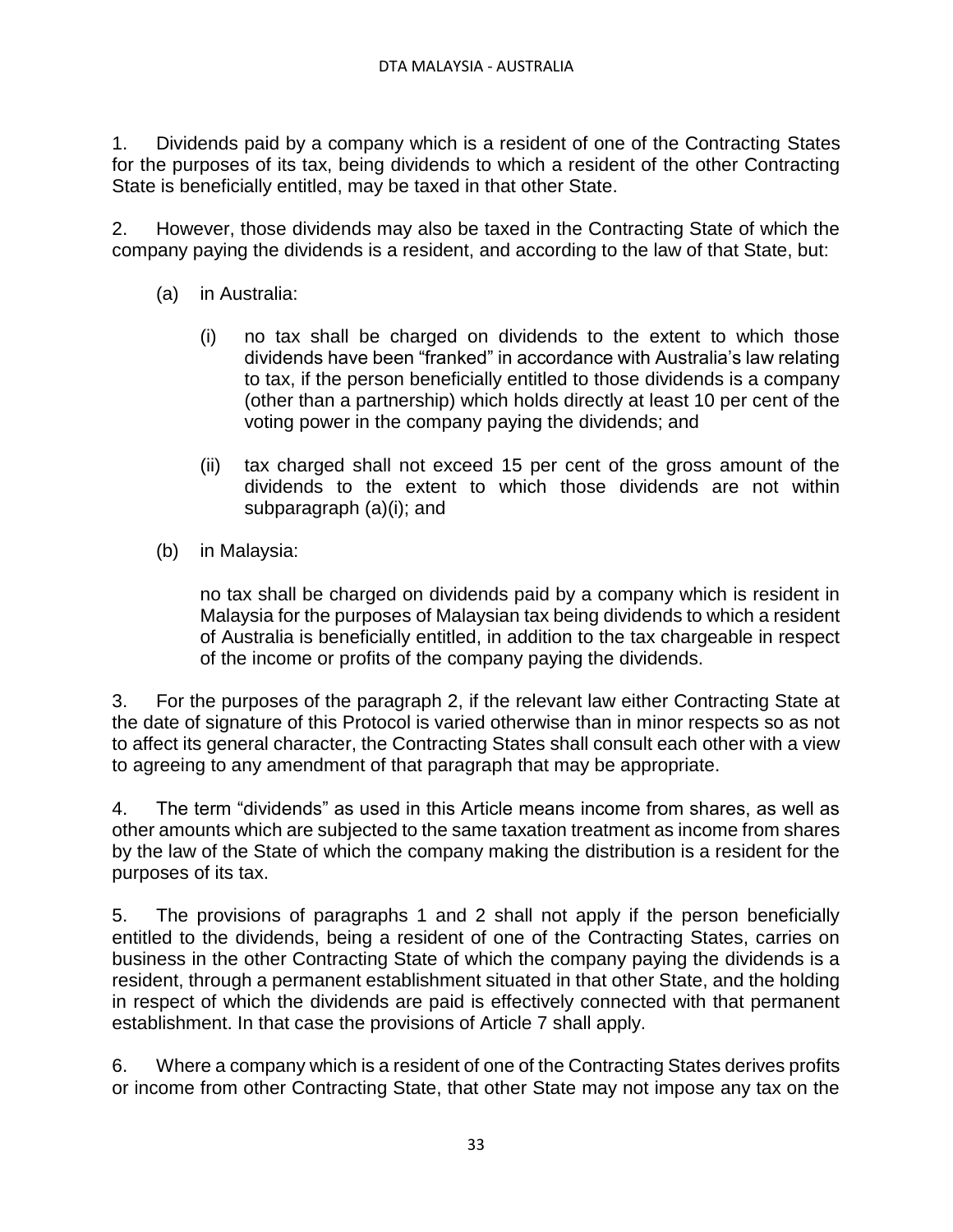1. Dividends paid by a company which is a resident of one of the Contracting States for the purposes of its tax, being dividends to which a resident of the other Contracting State is beneficially entitled, may be taxed in that other State.

2. However, those dividends may also be taxed in the Contracting State of which the company paying the dividends is a resident, and according to the law of that State, but:

   (a) in Australia:

      (i) no tax shall be charged on dividends to the extent to which those dividends have been "franked" in accordance with Australia's law relating to tax, if the person beneficially entitled to those dividends is a company (other than a partnership) which holds directly at least 10 per cent of the voting power in the company paying the dividends; and

      (ii) tax charged shall not exceed 15 per cent of the gross amount of the dividends to the extent to which those dividends are not within subparagraph (a)(i); and

   (b) in Malaysia:

      no tax shall be charged on dividends paid by a company which is resident in Malaysia for the purposes of Malaysian tax being dividends to which a resident of Australia is beneficially entitled, in addition to the tax chargeable in respect of the income or profits of the company paying the dividends.

3. For the purposes of the paragraph 2, if the relevant law either Contracting State at the date of signature of this Protocol is varied otherwise than in minor respects so as not to affect its general character, the Contracting States shall consult each other with a view to agreeing to any amendment of that paragraph that may be appropriate.

4. The term "dividends" as used in this Article means income from shares, as well as other amounts which are subjected to the same taxation treatment as income from shares by the law of the State of which the company making the distribution is a resident for the purposes of its tax.

5. The provisions of paragraphs 1 and 2 shall not apply if the person beneficially entitled to the dividends, being a resident of one of the Contracting States, carries on business in the other Contracting State of which the company paying the dividends is a resident, through a permanent establishment situated in that other State, and the holding in respect of which the dividends are paid is effectively connected with that permanent establishment. In that case the provisions of Article 7 shall apply.

6. Where a company which is a resident of one of the Contracting States derives profits or income from other Contracting State, that other State may not impose any tax on the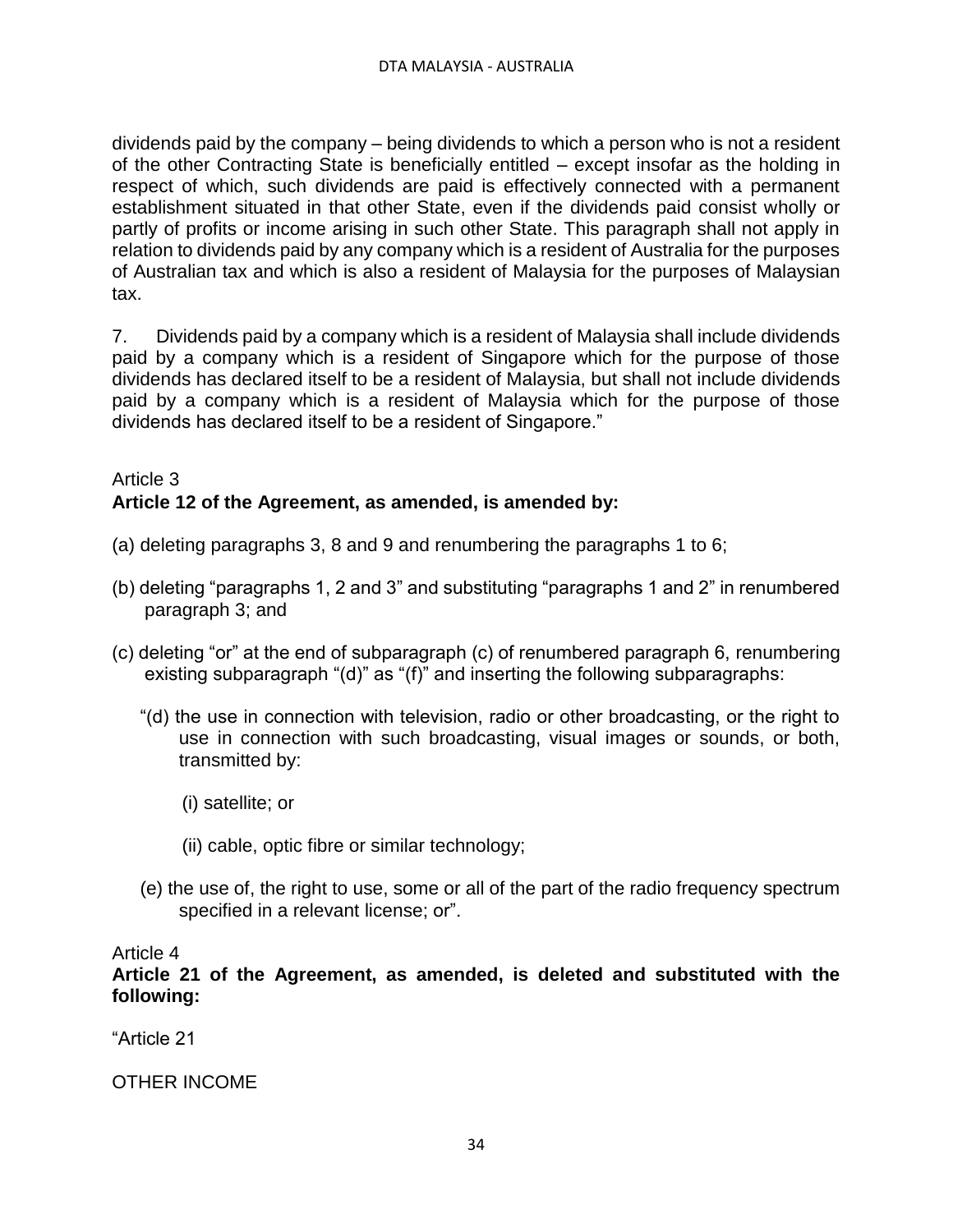dividends paid by the company – being dividends to which a person who is not a resident of the other Contracting State is beneficially entitled – except insofar as the holding in respect of which, such dividends are paid is effectively connected with a permanent establishment situated in that other State, even if the dividends paid consist wholly or partly of profits or income arising in such other State. This paragraph shall not apply in relation to dividends paid by any company which is a resident of Australia for the purposes of Australian tax and which is also a resident of Malaysia for the purposes of Malaysian tax.

7. Dividends paid by a company which is a resident of Malaysia shall include dividends paid by a company which is a resident of Singapore which for the purpose of those dividends has declared itself to be a resident of Malaysia, but shall not include dividends paid by a company which is a resident of Malaysia which for the purpose of those dividends has declared itself to be a resident of Singapore."

Article 3
**Article 12 of the Agreement, as amended, is amended by:**

(a) deleting paragraphs 3, 8 and 9 and renumbering the paragraphs 1 to 6;

(b) deleting "paragraphs 1, 2 and 3" and substituting "paragraphs 1 and 2" in renumbered paragraph 3; and

(c) deleting "or" at the end of subparagraph (c) of renumbered paragraph 6, renumbering existing subparagraph "(d)" as "(f)" and inserting the following subparagraphs:

"(d) the use in connection with television, radio or other broadcasting, or the right to use in connection with such broadcasting, visual images or sounds, or both, transmitted by:

(i) satellite; or

(ii) cable, optic fibre or similar technology;

(e) the use of, the right to use, some or all of the part of the radio frequency spectrum specified in a relevant license; or".

Article 4
**Article 21 of the Agreement, as amended, is deleted and substituted with the following:**

"Article 21

OTHER INCOME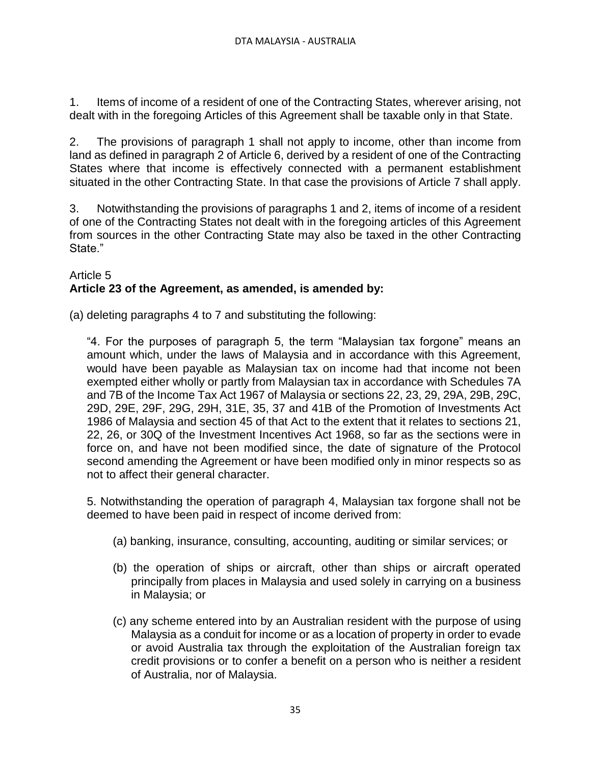1. Items of income of a resident of one of the Contracting States, wherever arising, not dealt with in the foregoing Articles of this Agreement shall be taxable only in that State.

2. The provisions of paragraph 1 shall not apply to income, other than income from land as defined in paragraph 2 of Article 6, derived by a resident of one of the Contracting States where that income is effectively connected with a permanent establishment situated in the other Contracting State. In that case the provisions of Article 7 shall apply.

3. Notwithstanding the provisions of paragraphs 1 and 2, items of income of a resident of one of the Contracting States not dealt with in the foregoing articles of this Agreement from sources in the other Contracting State may also be taxed in the other Contracting State."

Article 5
**Article 23 of the Agreement, as amended, is amended by:**

(a) deleting paragraphs 4 to 7 and substituting the following:

> "4. For the purposes of paragraph 5, the term "Malaysian tax forgone" means an amount which, under the laws of Malaysia and in accordance with this Agreement, would have been payable as Malaysian tax on income had that income not been exempted either wholly or partly from Malaysian tax in accordance with Schedules 7A and 7B of the Income Tax Act 1967 of Malaysia or sections 22, 23, 29, 29A, 29B, 29C, 29D, 29E, 29F, 29G, 29H, 31E, 35, 37 and 41B of the Promotion of Investments Act 1986 of Malaysia and section 45 of that Act to the extent that it relates to sections 21, 22, 26, or 30Q of the Investment Incentives Act 1968, so far as the sections were in force on, and have not been modified since, the date of signature of the Protocol second amending the Agreement or have been modified only in minor respects so as not to affect their general character.
>
> 5. Notwithstanding the operation of paragraph 4, Malaysian tax forgone shall not be deemed to have been paid in respect of income derived from:
>
> (a) banking, insurance, consulting, accounting, auditing or similar services; or
>
> (b) the operation of ships or aircraft, other than ships or aircraft operated principally from places in Malaysia and used solely in carrying on a business in Malaysia; or
>
> (c) any scheme entered into by an Australian resident with the purpose of using Malaysia as a conduit for income or as a location of property in order to evade or avoid Australia tax through the exploitation of the Australian foreign tax credit provisions or to confer a benefit on a person who is neither a resident of Australia, nor of Malaysia.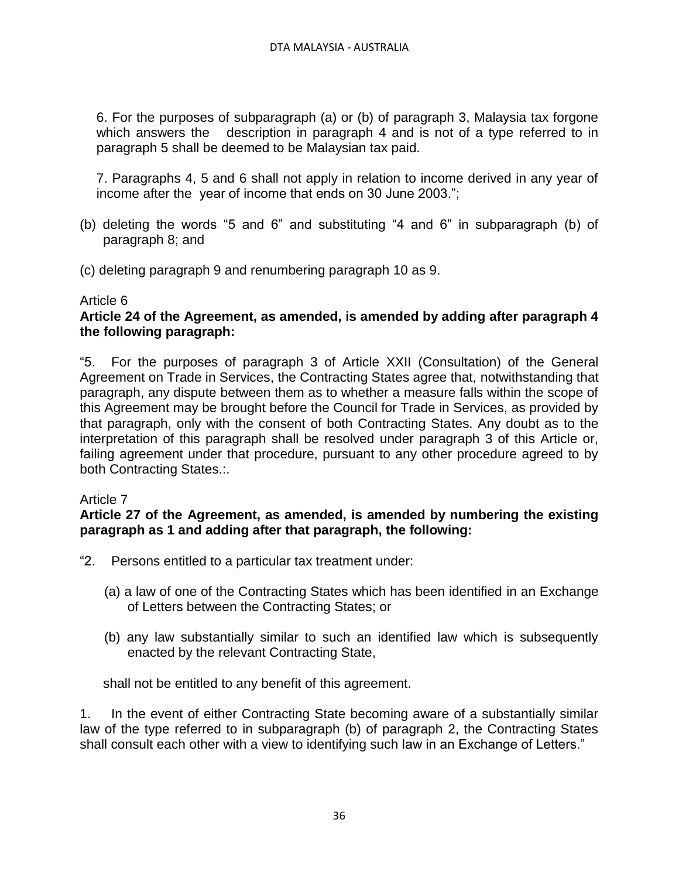6. For the purposes of subparagraph (a) or (b) of paragraph 3, Malaysia tax forgone which answers the description in paragraph 4 and is not of a type referred to in paragraph 5 shall be deemed to be Malaysian tax paid.

7. Paragraphs 4, 5 and 6 shall not apply in relation to income derived in any year of income after the year of income that ends on 30 June 2003.";

(b) deleting the words "5 and 6" and substituting "4 and 6" in subparagraph (b) of paragraph 8; and

(c) deleting paragraph 9 and renumbering paragraph 10 as 9.

Article 6

**Article 24 of the Agreement, as amended, is amended by adding after paragraph 4 the following paragraph:**

"5. For the purposes of paragraph 3 of Article XXII (Consultation) of the General Agreement on Trade in Services, the Contracting States agree that, notwithstanding that paragraph, any dispute between them as to whether a measure falls within the scope of this Agreement may be brought before the Council for Trade in Services, as provided by that paragraph, only with the consent of both Contracting States. Any doubt as to the interpretation of this paragraph shall be resolved under paragraph 3 of this Article or, failing agreement under that procedure, pursuant to any other procedure agreed to by both Contracting States.:.

Article 7

**Article 27 of the Agreement, as amended, is amended by numbering the existing paragraph as 1 and adding after that paragraph, the following:**

"2. Persons entitled to a particular tax treatment under:

(a) a law of one of the Contracting States which has been identified in an Exchange of Letters between the Contracting States; or

(b) any law substantially similar to such an identified law which is subsequently enacted by the relevant Contracting State,

shall not be entitled to any benefit of this agreement.

1. In the event of either Contracting State becoming aware of a substantially similar law of the type referred to in subparagraph (b) of paragraph 2, the Contracting States shall consult each other with a view to identifying such law in an Exchange of Letters."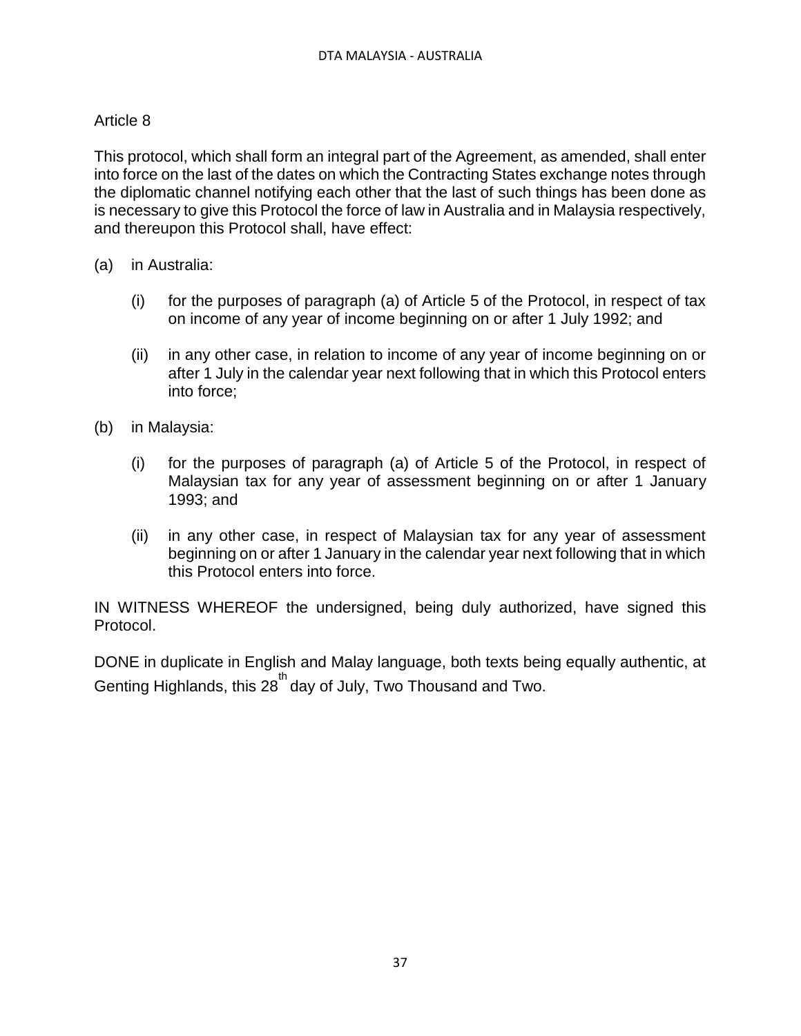Article 8

This protocol, which shall form an integral part of the Agreement, as amended, shall enter into force on the last of the dates on which the Contracting States exchange notes through the diplomatic channel notifying each other that the last of such things has been done as is necessary to give this Protocol the force of law in Australia and in Malaysia respectively, and thereupon this Protocol shall, have effect:

(a) in Australia:

 (i) for the purposes of paragraph (a) of Article 5 of the Protocol, in respect of tax on income of any year of income beginning on or after 1 July 1992; and

 (ii) in any other case, in relation to income of any year of income beginning on or after 1 July in the calendar year next following that in which this Protocol enters into force;

(b) in Malaysia:

 (i) for the purposes of paragraph (a) of Article 5 of the Protocol, in respect of Malaysian tax for any year of assessment beginning on or after 1 January 1993; and

 (ii) in any other case, in respect of Malaysian tax for any year of assessment beginning on or after 1 January in the calendar year next following that in which this Protocol enters into force.

IN WITNESS WHEREOF the undersigned, being duly authorized, have signed this Protocol.

DONE in duplicate in English and Malay language, both texts being equally authentic, at Genting Highlands, this 28th day of July, Two Thousand and Two.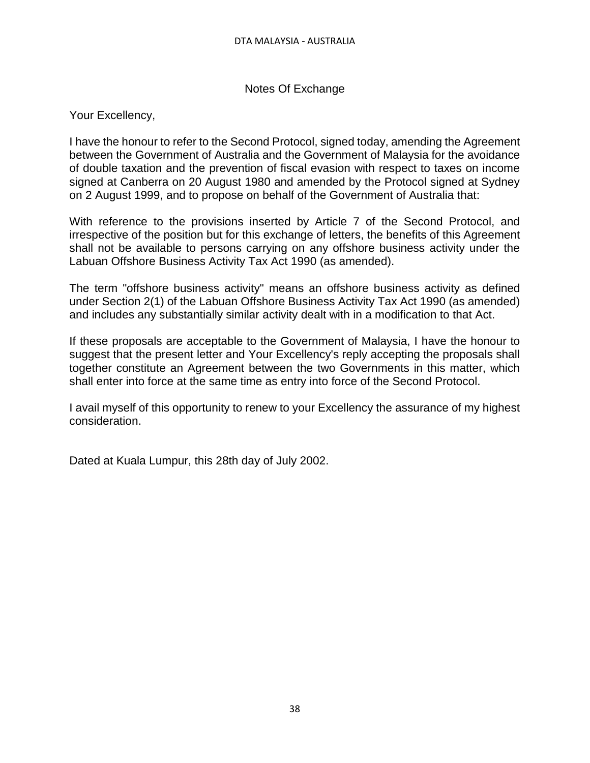## Notes Of Exchange

Your Excellency,

I have the honour to refer to the Second Protocol, signed today, amending the Agreement between the Government of Australia and the Government of Malaysia for the avoidance of double taxation and the prevention of fiscal evasion with respect to taxes on income signed at Canberra on 20 August 1980 and amended by the Protocol signed at Sydney on 2 August 1999, and to propose on behalf of the Government of Australia that:

With reference to the provisions inserted by Article 7 of the Second Protocol, and irrespective of the position but for this exchange of letters, the benefits of this Agreement shall not be available to persons carrying on any offshore business activity under the Labuan Offshore Business Activity Tax Act 1990 (as amended).

The term "offshore business activity" means an offshore business activity as defined under Section 2(1) of the Labuan Offshore Business Activity Tax Act 1990 (as amended) and includes any substantially similar activity dealt with in a modification to that Act.

If these proposals are acceptable to the Government of Malaysia, I have the honour to suggest that the present letter and Your Excellency's reply accepting the proposals shall together constitute an Agreement between the two Governments in this matter, which shall enter into force at the same time as entry into force of the Second Protocol.

I avail myself of this opportunity to renew to your Excellency the assurance of my highest consideration.

Dated at Kuala Lumpur, this 28th day of July 2002.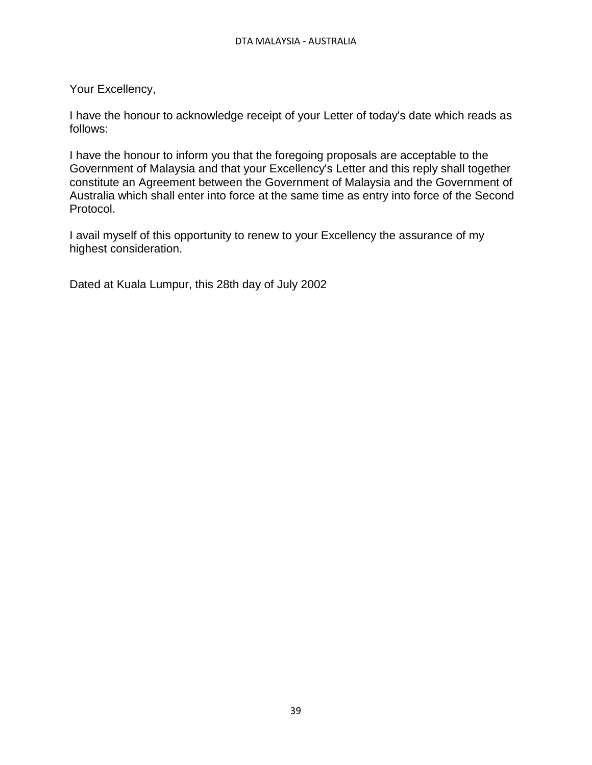Your Excellency,

I have the honour to acknowledge receipt of your Letter of today's date which reads as follows:

I have the honour to inform you that the foregoing proposals are acceptable to the Government of Malaysia and that your Excellency's Letter and this reply shall together constitute an Agreement between the Government of Malaysia and the Government of Australia which shall enter into force at the same time as entry into force of the Second Protocol.

I avail myself of this opportunity to renew to your Excellency the assurance of my highest consideration.

Dated at Kuala Lumpur, this 28th day of July 2002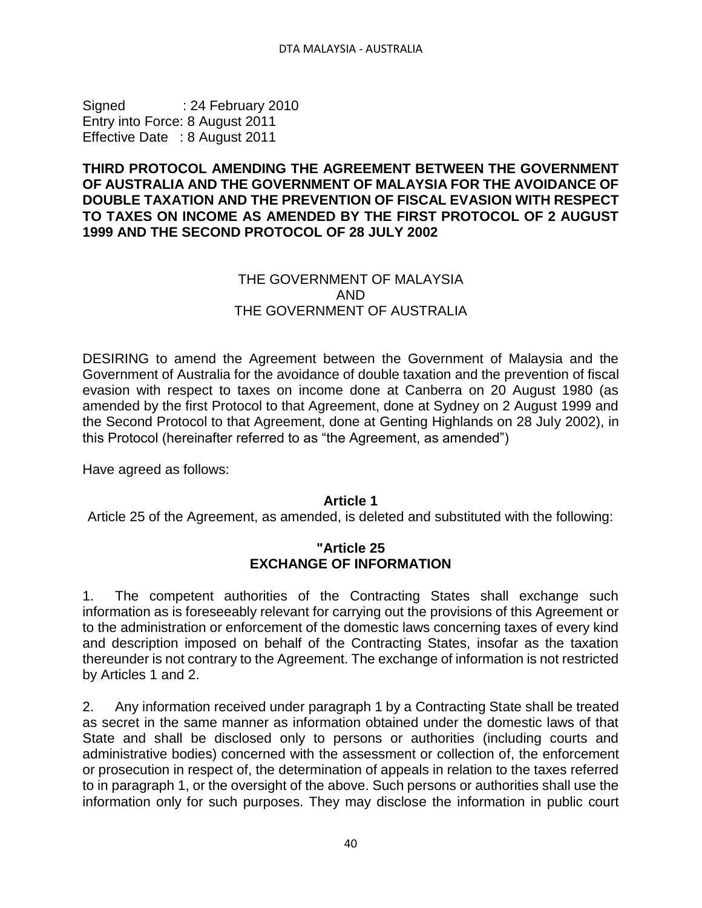Signed : 24 February 2010
Entry into Force: 8 August 2011
Effective Date : 8 August 2011

**THIRD PROTOCOL AMENDING THE AGREEMENT BETWEEN THE GOVERNMENT OF AUSTRALIA AND THE GOVERNMENT OF MALAYSIA FOR THE AVOIDANCE OF DOUBLE TAXATION AND THE PREVENTION OF FISCAL EVASION WITH RESPECT TO TAXES ON INCOME AS AMENDED BY THE FIRST PROTOCOL OF 2 AUGUST 1999 AND THE SECOND PROTOCOL OF 28 JULY 2002**

THE GOVERNMENT OF MALAYSIA
AND
THE GOVERNMENT OF AUSTRALIA

DESIRING to amend the Agreement between the Government of Malaysia and the Government of Australia for the avoidance of double taxation and the prevention of fiscal evasion with respect to taxes on income done at Canberra on 20 August 1980 (as amended by the first Protocol to that Agreement, done at Sydney on 2 August 1999 and the Second Protocol to that Agreement, done at Genting Highlands on 28 July 2002), in this Protocol (hereinafter referred to as "the Agreement, as amended")

Have agreed as follows:

**Article 1**

Article 25 of the Agreement, as amended, is deleted and substituted with the following:

**"Article 25**
**EXCHANGE OF INFORMATION**

1. The competent authorities of the Contracting States shall exchange such information as is foreseeably relevant for carrying out the provisions of this Agreement or to the administration or enforcement of the domestic laws concerning taxes of every kind and description imposed on behalf of the Contracting States, insofar as the taxation thereunder is not contrary to the Agreement. The exchange of information is not restricted by Articles 1 and 2.

2. Any information received under paragraph 1 by a Contracting State shall be treated as secret in the same manner as information obtained under the domestic laws of that State and shall be disclosed only to persons or authorities (including courts and administrative bodies) concerned with the assessment or collection of, the enforcement or prosecution in respect of, the determination of appeals in relation to the taxes referred to in paragraph 1, or the oversight of the above. Such persons or authorities shall use the information only for such purposes. They may disclose the information in public court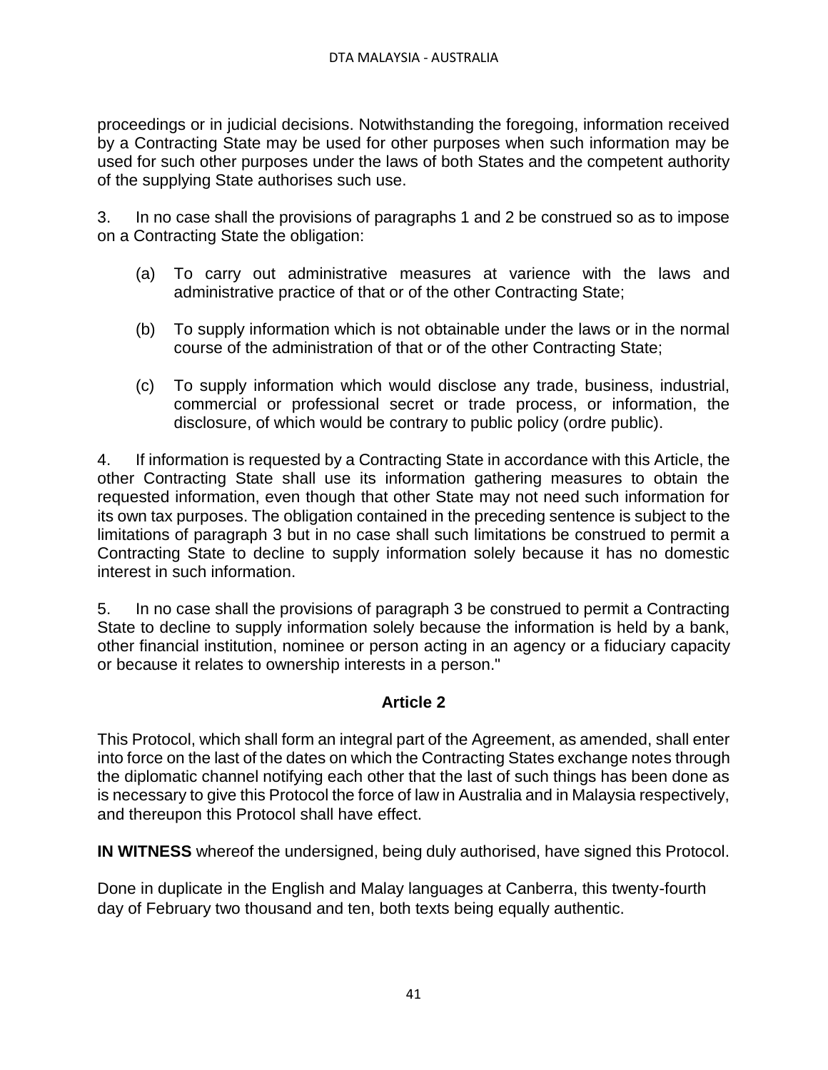proceedings or in judicial decisions. Notwithstanding the foregoing, information received by a Contracting State may be used for other purposes when such information may be used for such other purposes under the laws of both States and the competent authority of the supplying State authorises such use.

3. In no case shall the provisions of paragraphs 1 and 2 be construed so as to impose on a Contracting State the obligation:

(a) To carry out administrative measures at varience with the laws and administrative practice of that or of the other Contracting State;

(b) To supply information which is not obtainable under the laws or in the normal course of the administration of that or of the other Contracting State;

(c) To supply information which would disclose any trade, business, industrial, commercial or professional secret or trade process, or information, the disclosure, of which would be contrary to public policy (ordre public).

4. If information is requested by a Contracting State in accordance with this Article, the other Contracting State shall use its information gathering measures to obtain the requested information, even though that other State may not need such information for its own tax purposes. The obligation contained in the preceding sentence is subject to the limitations of paragraph 3 but in no case shall such limitations be construed to permit a Contracting State to decline to supply information solely because it has no domestic interest in such information.

5. In no case shall the provisions of paragraph 3 be construed to permit a Contracting State to decline to supply information solely because the information is held by a bank, other financial institution, nominee or person acting in an agency or a fiduciary capacity or because it relates to ownership interests in a person."

**Article 2**

This Protocol, which shall form an integral part of the Agreement, as amended, shall enter into force on the last of the dates on which the Contracting States exchange notes through the diplomatic channel notifying each other that the last of such things has been done as is necessary to give this Protocol the force of law in Australia and in Malaysia respectively, and thereupon this Protocol shall have effect.

**IN WITNESS** whereof the undersigned, being duly authorised, have signed this Protocol.

Done in duplicate in the English and Malay languages at Canberra, this twenty-fourth day of February two thousand and ten, both texts being equally authentic.